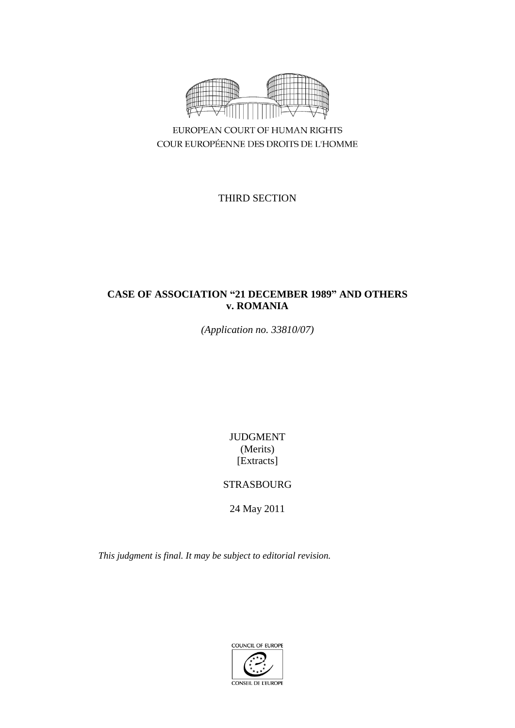EUROPEAN COURT OF HUMAN RIGHTS
COUR EUROPÉENNE DES DROITS DE L'HOMME

THIRD SECTION

# CASE OF ASSOCIATION "21 DECEMBER 1989" AND OTHERS v. ROMANIA

*(Application no. 33810/07)*

JUDGMENT
(Merits)
[Extracts]

STRASBOURG

24 May 2011

*This judgment is final. It may be subject to editorial revision.*

COUNCIL OF EUROPE
CONSEIL DE L'EUROPE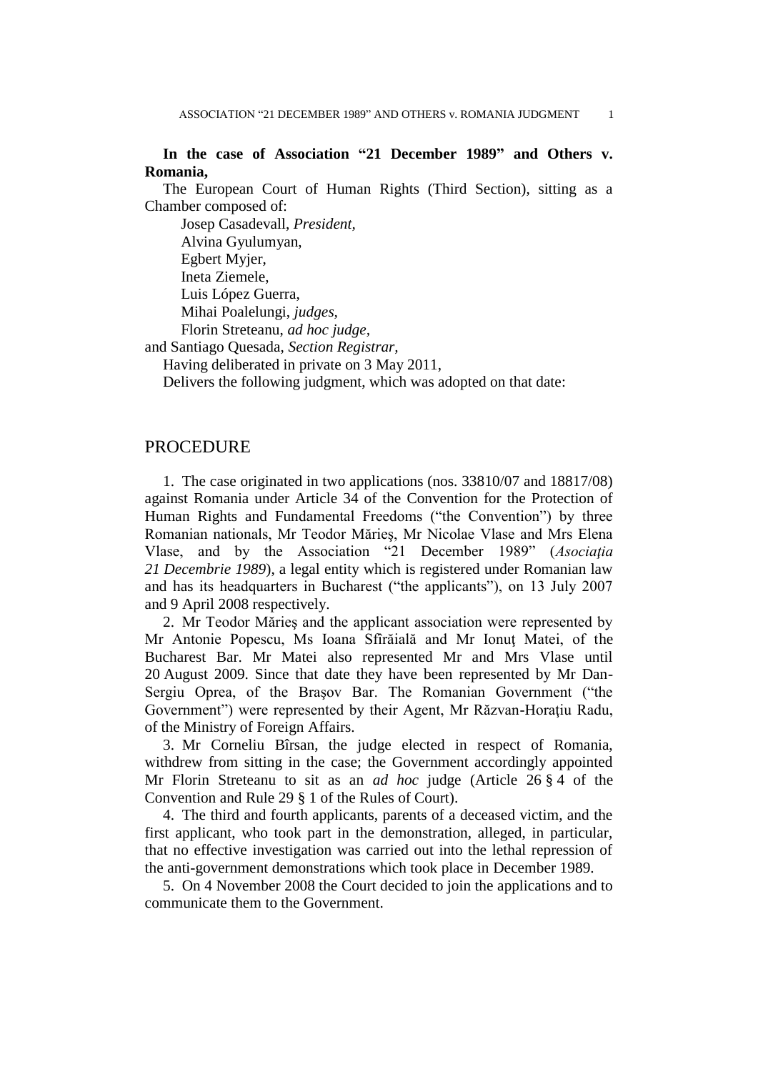**In the case of Association "21 December 1989" and Others v. Romania,**

The European Court of Human Rights (Third Section), sitting as a Chamber composed of:

Josep Casadevall, *President,*
Alvina Gyulumyan,
Egbert Myjer,
Ineta Ziemele,
Luis López Guerra,
Mihai Poalelungi, *judges,*
Florin Streteanu, *ad hoc judge,*

and Santiago Quesada, *Section Registrar,*

Having deliberated in private on 3 May 2011,

Delivers the following judgment, which was adopted on that date:

# PROCEDURE

1. The case originated in two applications (nos. 33810/07 and 18817/08) against Romania under Article 34 of the Convention for the Protection of Human Rights and Fundamental Freedoms ("the Convention") by three Romanian nationals, Mr Teodor Mărieş, Mr Nicolae Vlase and Mrs Elena Vlase, and by the Association "21 December 1989" (*Asociaţia 21 Decembrie 1989*), a legal entity which is registered under Romanian law and has its headquarters in Bucharest ("the applicants"), on 13 July 2007 and 9 April 2008 respectively.

2. Mr Teodor Mărieş and the applicant association were represented by Mr Antonie Popescu, Ms Ioana Sfîrăială and Mr Ionuţ Matei, of the Bucharest Bar. Mr Matei also represented Mr and Mrs Vlase until 20 August 2009. Since that date they have been represented by Mr Dan-Sergiu Oprea, of the Braşov Bar. The Romanian Government ("the Government") were represented by their Agent, Mr Răzvan-Horaţiu Radu, of the Ministry of Foreign Affairs.

3. Mr Corneliu Bîrsan, the judge elected in respect of Romania, withdrew from sitting in the case; the Government accordingly appointed Mr Florin Streteanu to sit as an *ad hoc* judge (Article 26 § 4 of the Convention and Rule 29 § 1 of the Rules of Court).

4. The third and fourth applicants, parents of a deceased victim, and the first applicant, who took part in the demonstration, alleged, in particular, that no effective investigation was carried out into the lethal repression of the anti-government demonstrations which took place in December 1989.

5. On 4 November 2008 the Court decided to join the applications and to communicate them to the Government.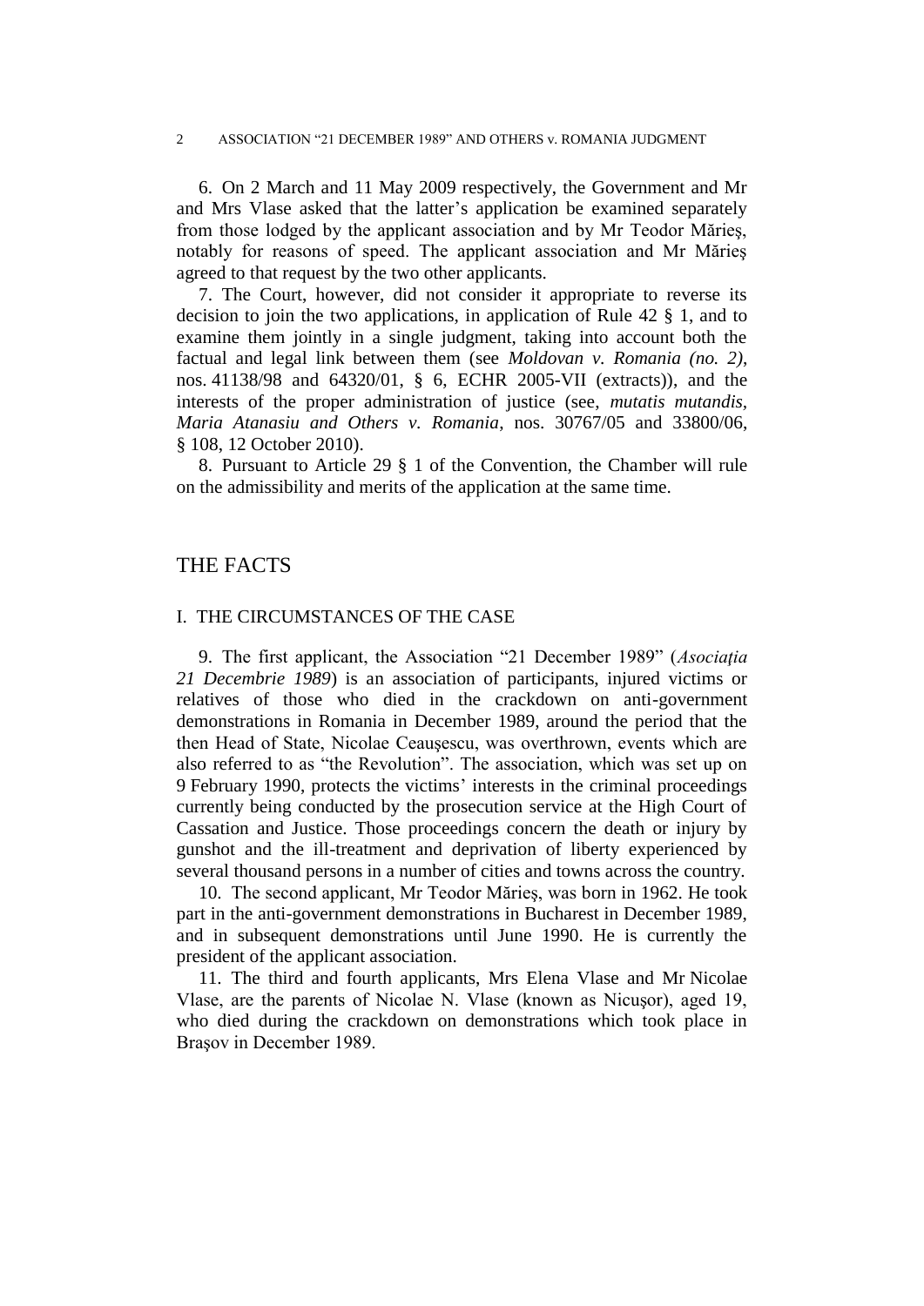6. On 2 March and 11 May 2009 respectively, the Government and Mr and Mrs Vlase asked that the latter's application be examined separately from those lodged by the applicant association and by Mr Teodor Mărieş, notably for reasons of speed. The applicant association and Mr Mărieş agreed to that request by the two other applicants.

7. The Court, however, did not consider it appropriate to reverse its decision to join the two applications, in application of Rule 42 § 1, and to examine them jointly in a single judgment, taking into account both the factual and legal link between them (see *Moldovan v. Romania (no. 2)*, nos. 41138/98 and 64320/01, § 6, ECHR 2005-VII (extracts)), and the interests of the proper administration of justice (see, *mutatis mutandis*, *Maria Atanasiu and Others v. Romania*, nos. 30767/05 and 33800/06, § 108, 12 October 2010).

8. Pursuant to Article 29 § 1 of the Convention, the Chamber will rule on the admissibility and merits of the application at the same time.

## THE FACTS

### I. THE CIRCUMSTANCES OF THE CASE

9. The first applicant, the Association "21 December 1989" (*Asociaţia 21 Decembrie 1989*) is an association of participants, injured victims or relatives of those who died in the crackdown on anti-government demonstrations in Romania in December 1989, around the period that the then Head of State, Nicolae Ceauşescu, was overthrown, events which are also referred to as "the Revolution". The association, which was set up on 9 February 1990, protects the victims' interests in the criminal proceedings currently being conducted by the prosecution service at the High Court of Cassation and Justice. Those proceedings concern the death or injury by gunshot and the ill-treatment and deprivation of liberty experienced by several thousand persons in a number of cities and towns across the country.

10. The second applicant, Mr Teodor Mărieş, was born in 1962. He took part in the anti-government demonstrations in Bucharest in December 1989, and in subsequent demonstrations until June 1990. He is currently the president of the applicant association.

11. The third and fourth applicants, Mrs Elena Vlase and Mr Nicolae Vlase, are the parents of Nicolae N. Vlase (known as Nicuşor), aged 19, who died during the crackdown on demonstrations which took place in Braşov in December 1989.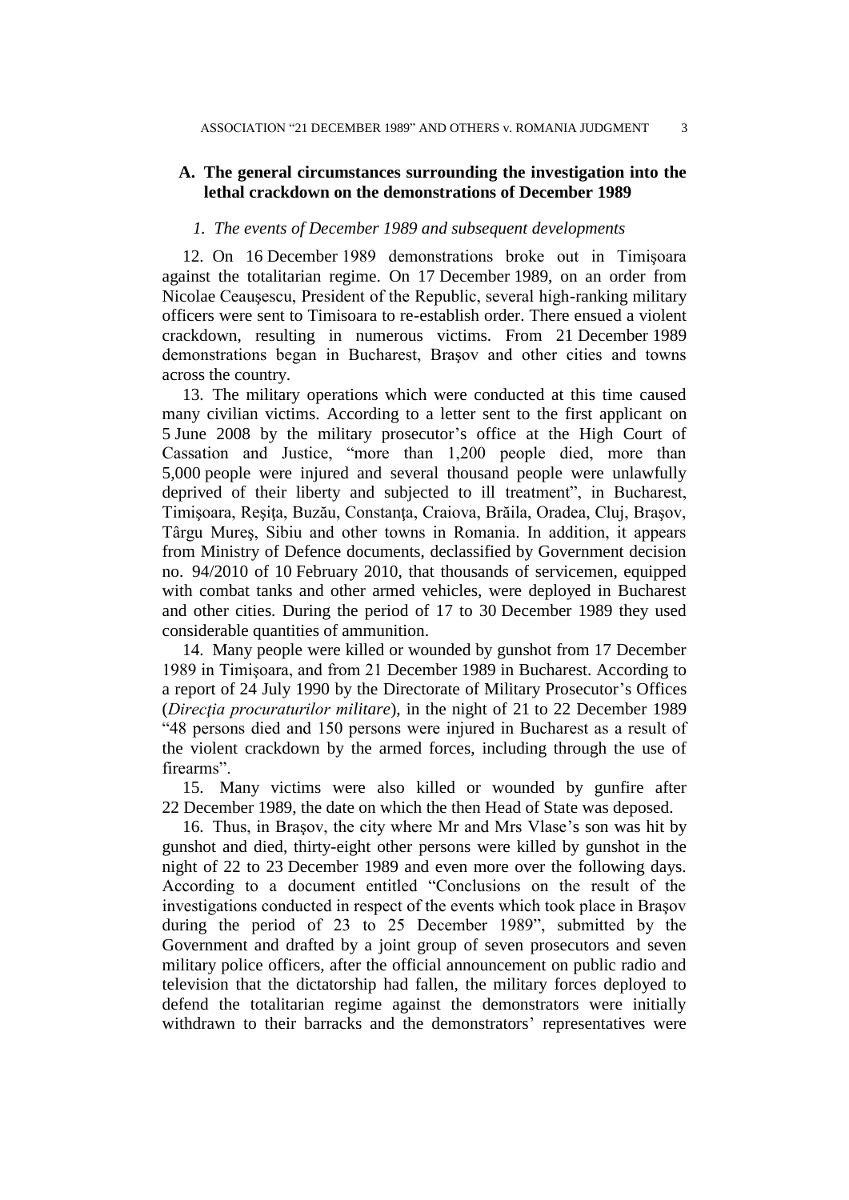### A. The general circumstances surrounding the investigation into the lethal crackdown on the demonstrations of December 1989

#### *1. The events of December 1989 and subsequent developments*

12. On 16 December 1989 demonstrations broke out in Timişoara against the totalitarian regime. On 17 December 1989, on an order from Nicolae Ceauşescu, President of the Republic, several high-ranking military officers were sent to Timisoara to re-establish order. There ensued a violent crackdown, resulting in numerous victims. From 21 December 1989 demonstrations began in Bucharest, Braşov and other cities and towns across the country.

13. The military operations which were conducted at this time caused many civilian victims. According to a letter sent to the first applicant on 5 June 2008 by the military prosecutor's office at the High Court of Cassation and Justice, "more than 1,200 people died, more than 5,000 people were injured and several thousand people were unlawfully deprived of their liberty and subjected to ill treatment", in Bucharest, Timişoara, Reşiţa, Buzău, Constanţa, Craiova, Brăila, Oradea, Cluj, Braşov, Târgu Mureş, Sibiu and other towns in Romania. In addition, it appears from Ministry of Defence documents, declassified by Government decision no. 94/2010 of 10 February 2010, that thousands of servicemen, equipped with combat tanks and other armed vehicles, were deployed in Bucharest and other cities. During the period of 17 to 30 December 1989 they used considerable quantities of ammunition.

14. Many people were killed or wounded by gunshot from 17 December 1989 in Timişoara, and from 21 December 1989 in Bucharest. According to a report of 24 July 1990 by the Directorate of Military Prosecutor's Offices (*Direcţia procuraturilor militare*), in the night of 21 to 22 December 1989 "48 persons died and 150 persons were injured in Bucharest as a result of the violent crackdown by the armed forces, including through the use of firearms".

15. Many victims were also killed or wounded by gunfire after 22 December 1989, the date on which the then Head of State was deposed.

16. Thus, in Braşov, the city where Mr and Mrs Vlase's son was hit by gunshot and died, thirty-eight other persons were killed by gunshot in the night of 22 to 23 December 1989 and even more over the following days. According to a document entitled "Conclusions on the result of the investigations conducted in respect of the events which took place in Braşov during the period of 23 to 25 December 1989", submitted by the Government and drafted by a joint group of seven prosecutors and seven military police officers, after the official announcement on public radio and television that the dictatorship had fallen, the military forces deployed to defend the totalitarian regime against the demonstrators were initially withdrawn to their barracks and the demonstrators' representatives were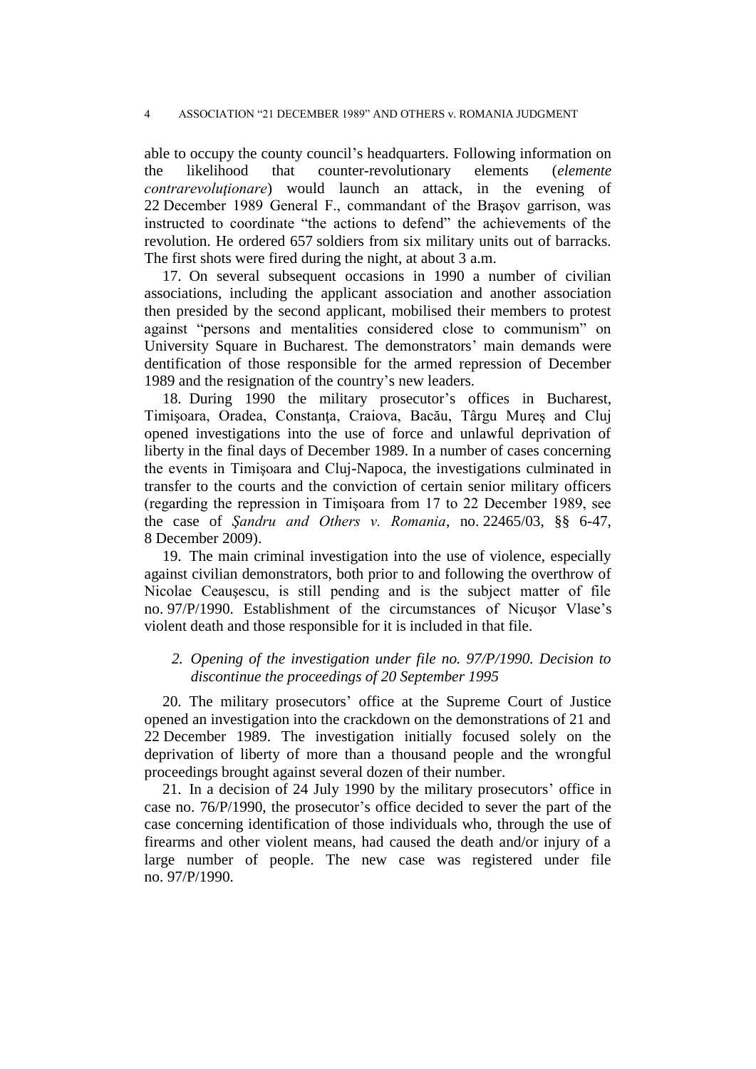able to occupy the county council's headquarters. Following information on the likelihood that counter-revolutionary elements (*elemente contrarevoluţionare*) would launch an attack, in the evening of 22 December 1989 General F., commandant of the Braşov garrison, was instructed to coordinate "the actions to defend" the achievements of the revolution. He ordered 657 soldiers from six military units out of barracks. The first shots were fired during the night, at about 3 a.m.

17. On several subsequent occasions in 1990 a number of civilian associations, including the applicant association and another association then presided by the second applicant, mobilised their members to protest against "persons and mentalities considered close to communism" on University Square in Bucharest. The demonstrators' main demands were dentification of those responsible for the armed repression of December 1989 and the resignation of the country's new leaders.

18. During 1990 the military prosecutor's offices in Bucharest, Timişoara, Oradea, Constanţa, Craiova, Bacău, Târgu Mureş and Cluj opened investigations into the use of force and unlawful deprivation of liberty in the final days of December 1989. In a number of cases concerning the events in Timişoara and Cluj-Napoca, the investigations culminated in transfer to the courts and the conviction of certain senior military officers (regarding the repression in Timişoara from 17 to 22 December 1989, see the case of *Şandru and Others v. Romania*, no. 22465/03, §§ 6-47, 8 December 2009).

19. The main criminal investigation into the use of violence, especially against civilian demonstrators, both prior to and following the overthrow of Nicolae Ceauşescu, is still pending and is the subject matter of file no. 97/P/1990. Establishment of the circumstances of Nicuşor Vlase's violent death and those responsible for it is included in that file.

### *2. Opening of the investigation under file no. 97/P/1990. Decision to discontinue the proceedings of 20 September 1995*

20. The military prosecutors' office at the Supreme Court of Justice opened an investigation into the crackdown on the demonstrations of 21 and 22 December 1989. The investigation initially focused solely on the deprivation of liberty of more than a thousand people and the wrongful proceedings brought against several dozen of their number.

21. In a decision of 24 July 1990 by the military prosecutors' office in case no. 76/P/1990, the prosecutor's office decided to sever the part of the case concerning identification of those individuals who, through the use of firearms and other violent means, had caused the death and/or injury of a large number of people. The new case was registered under file no. 97/P/1990.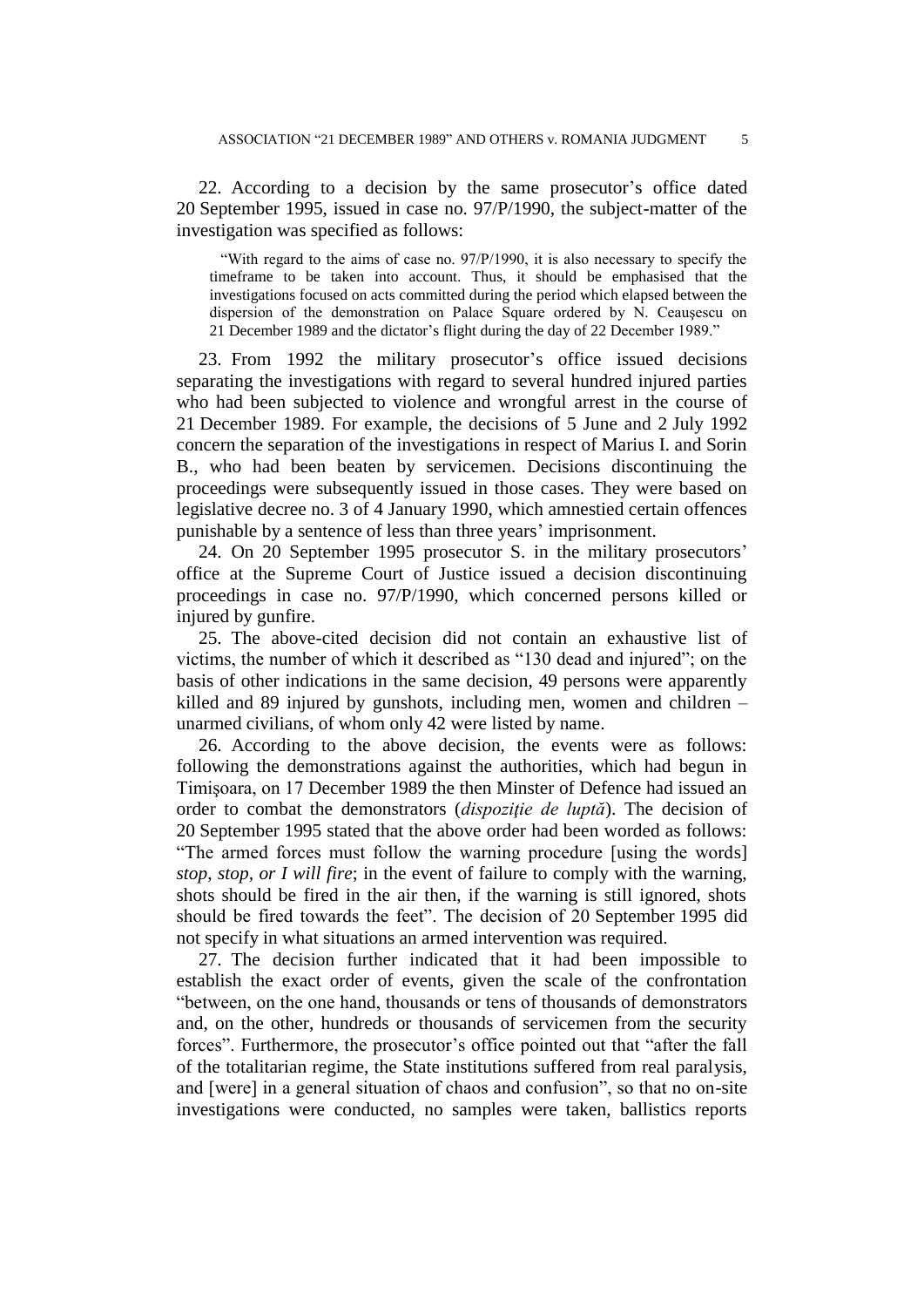22. According to a decision by the same prosecutor's office dated 20 September 1995, issued in case no. 97/P/1990, the subject-matter of the investigation was specified as follows:

> "With regard to the aims of case no. 97/P/1990, it is also necessary to specify the timeframe to be taken into account. Thus, it should be emphasised that the investigations focused on acts committed during the period which elapsed between the dispersion of the demonstration on Palace Square ordered by N. Ceauşescu on 21 December 1989 and the dictator's flight during the day of 22 December 1989."

23. From 1992 the military prosecutor's office issued decisions separating the investigations with regard to several hundred injured parties who had been subjected to violence and wrongful arrest in the course of 21 December 1989. For example, the decisions of 5 June and 2 July 1992 concern the separation of the investigations in respect of Marius I. and Sorin B., who had been beaten by servicemen. Decisions discontinuing the proceedings were subsequently issued in those cases. They were based on legislative decree no. 3 of 4 January 1990, which amnestied certain offences punishable by a sentence of less than three years' imprisonment.

24. On 20 September 1995 prosecutor S. in the military prosecutors' office at the Supreme Court of Justice issued a decision discontinuing proceedings in case no. 97/P/1990, which concerned persons killed or injured by gunfire.

25. The above-cited decision did not contain an exhaustive list of victims, the number of which it described as "130 dead and injured"; on the basis of other indications in the same decision, 49 persons were apparently killed and 89 injured by gunshots, including men, women and children – unarmed civilians, of whom only 42 were listed by name.

26. According to the above decision, the events were as follows: following the demonstrations against the authorities, which had begun in Timişoara, on 17 December 1989 the then Minster of Defence had issued an order to combat the demonstrators (*dispoziţie de luptă*). The decision of 20 September 1995 stated that the above order had been worded as follows: "The armed forces must follow the warning procedure [using the words] *stop, stop, or I will fire*; in the event of failure to comply with the warning, shots should be fired in the air then, if the warning is still ignored, shots should be fired towards the feet". The decision of 20 September 1995 did not specify in what situations an armed intervention was required.

27. The decision further indicated that it had been impossible to establish the exact order of events, given the scale of the confrontation "between, on the one hand, thousands or tens of thousands of demonstrators and, on the other, hundreds or thousands of servicemen from the security forces". Furthermore, the prosecutor's office pointed out that "after the fall of the totalitarian regime, the State institutions suffered from real paralysis, and [were] in a general situation of chaos and confusion", so that no on-site investigations were conducted, no samples were taken, ballistics reports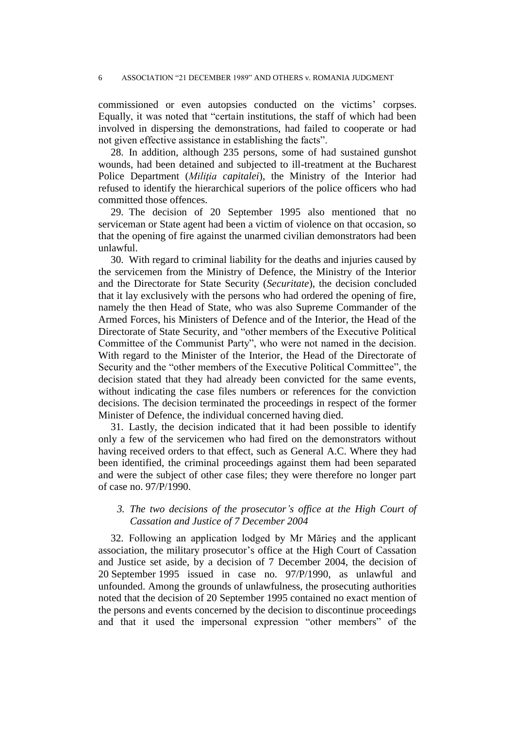commissioned or even autopsies conducted on the victims' corpses. Equally, it was noted that "certain institutions, the staff of which had been involved in dispersing the demonstrations, had failed to cooperate or had not given effective assistance in establishing the facts".

28. In addition, although 235 persons, some of had sustained gunshot wounds, had been detained and subjected to ill-treatment at the Bucharest Police Department (*Miliţia capitalei*), the Ministry of the Interior had refused to identify the hierarchical superiors of the police officers who had committed those offences.

29. The decision of 20 September 1995 also mentioned that no serviceman or State agent had been a victim of violence on that occasion, so that the opening of fire against the unarmed civilian demonstrators had been unlawful.

30. With regard to criminal liability for the deaths and injuries caused by the servicemen from the Ministry of Defence, the Ministry of the Interior and the Directorate for State Security (*Securitate*), the decision concluded that it lay exclusively with the persons who had ordered the opening of fire, namely the then Head of State, who was also Supreme Commander of the Armed Forces, his Ministers of Defence and of the Interior, the Head of the Directorate of State Security, and "other members of the Executive Political Committee of the Communist Party", who were not named in the decision. With regard to the Minister of the Interior, the Head of the Directorate of Security and the "other members of the Executive Political Committee", the decision stated that they had already been convicted for the same events, without indicating the case files numbers or references for the conviction decisions. The decision terminated the proceedings in respect of the former Minister of Defence, the individual concerned having died.

31. Lastly, the decision indicated that it had been possible to identify only a few of the servicemen who had fired on the demonstrators without having received orders to that effect, such as General A.C. Where they had been identified, the criminal proceedings against them had been separated and were the subject of other case files; they were therefore no longer part of case no. 97/P/1990.

### *3. The two decisions of the prosecutor's office at the High Court of Cassation and Justice of 7 December 2004*

32. Following an application lodged by Mr Mărieş and the applicant association, the military prosecutor's office at the High Court of Cassation and Justice set aside, by a decision of 7 December 2004, the decision of 20 September 1995 issued in case no. 97/P/1990, as unlawful and unfounded. Among the grounds of unlawfulness, the prosecuting authorities noted that the decision of 20 September 1995 contained no exact mention of the persons and events concerned by the decision to discontinue proceedings and that it used the impersonal expression "other members" of the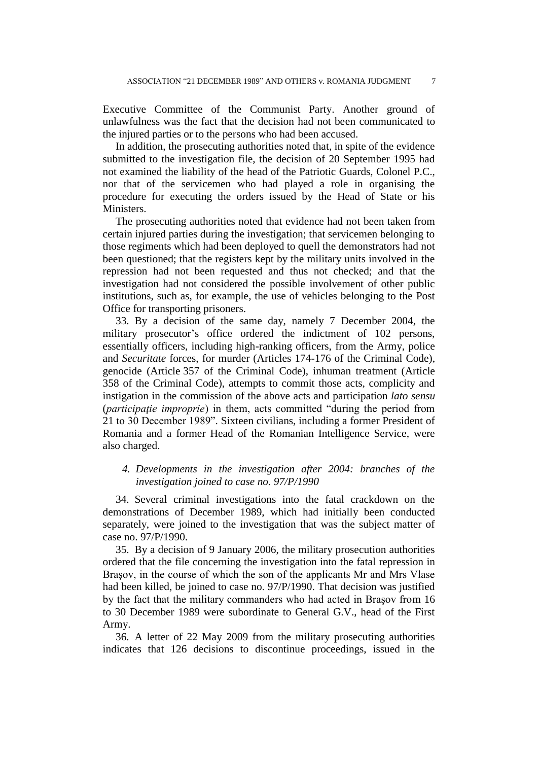Executive Committee of the Communist Party. Another ground of unlawfulness was the fact that the decision had not been communicated to the injured parties or to the persons who had been accused.

In addition, the prosecuting authorities noted that, in spite of the evidence submitted to the investigation file, the decision of 20 September 1995 had not examined the liability of the head of the Patriotic Guards, Colonel P.C., nor that of the servicemen who had played a role in organising the procedure for executing the orders issued by the Head of State or his Ministers.

The prosecuting authorities noted that evidence had not been taken from certain injured parties during the investigation; that servicemen belonging to those regiments which had been deployed to quell the demonstrators had not been questioned; that the registers kept by the military units involved in the repression had not been requested and thus not checked; and that the investigation had not considered the possible involvement of other public institutions, such as, for example, the use of vehicles belonging to the Post Office for transporting prisoners.

33. By a decision of the same day, namely 7 December 2004, the military prosecutor's office ordered the indictment of 102 persons, essentially officers, including high-ranking officers, from the Army, police and *Securitate* forces, for murder (Articles 174-176 of the Criminal Code), genocide (Article 357 of the Criminal Code), inhuman treatment (Article 358 of the Criminal Code), attempts to commit those acts, complicity and instigation in the commission of the above acts and participation *lato sensu* (*participaţie improprie*) in them, acts committed "during the period from 21 to 30 December 1989". Sixteen civilians, including a former President of Romania and a former Head of the Romanian Intelligence Service, were also charged.

#### *4. Developments in the investigation after 2004: branches of the investigation joined to case no. 97/P/1990*

34. Several criminal investigations into the fatal crackdown on the demonstrations of December 1989, which had initially been conducted separately, were joined to the investigation that was the subject matter of case no. 97/P/1990.

35. By a decision of 9 January 2006, the military prosecution authorities ordered that the file concerning the investigation into the fatal repression in Braşov, in the course of which the son of the applicants Mr and Mrs Vlase had been killed, be joined to case no. 97/P/1990. That decision was justified by the fact that the military commanders who had acted in Braşov from 16 to 30 December 1989 were subordinate to General G.V., head of the First Army.

36. A letter of 22 May 2009 from the military prosecuting authorities indicates that 126 decisions to discontinue proceedings, issued in the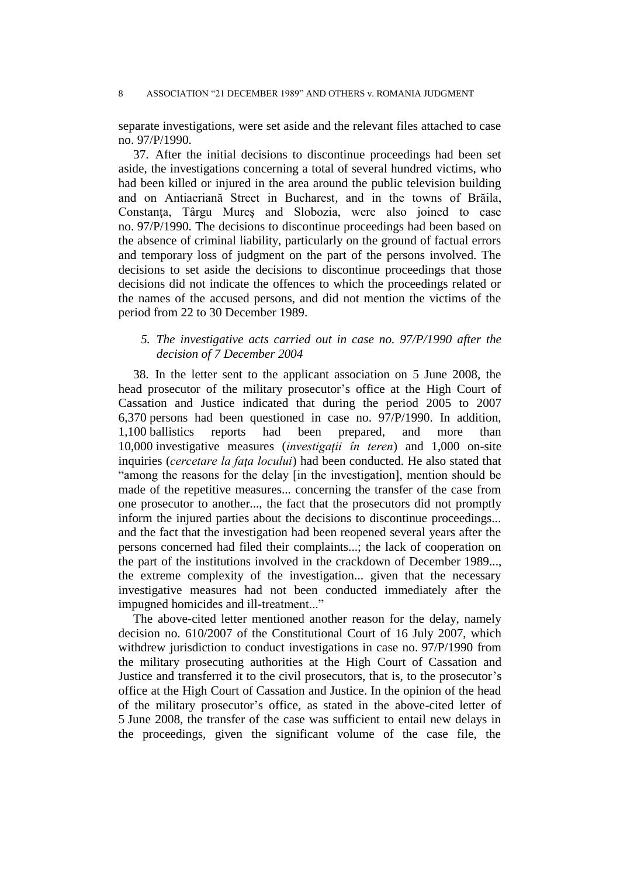separate investigations, were set aside and the relevant files attached to case no. 97/P/1990.

37. After the initial decisions to discontinue proceedings had been set aside, the investigations concerning a total of several hundred victims, who had been killed or injured in the area around the public television building and on Antiaeriană Street in Bucharest, and in the towns of Brăila, Constanţa, Târgu Mureş and Slobozia, were also joined to case no. 97/P/1990. The decisions to discontinue proceedings had been based on the absence of criminal liability, particularly on the ground of factual errors and temporary loss of judgment on the part of the persons involved. The decisions to set aside the decisions to discontinue proceedings that those decisions did not indicate the offences to which the proceedings related or the names of the accused persons, and did not mention the victims of the period from 22 to 30 December 1989.

### *5. The investigative acts carried out in case no. 97/P/1990 after the decision of 7 December 2004*

38. In the letter sent to the applicant association on 5 June 2008, the head prosecutor of the military prosecutor's office at the High Court of Cassation and Justice indicated that during the period 2005 to 2007 6,370 persons had been questioned in case no. 97/P/1990. In addition, 1,100 ballistics reports had been prepared, and more than 10,000 investigative measures (*investigaţii în teren*) and 1,000 on-site inquiries (*cercetare la faţa locului*) had been conducted. He also stated that "among the reasons for the delay [in the investigation], mention should be made of the repetitive measures... concerning the transfer of the case from one prosecutor to another..., the fact that the prosecutors did not promptly inform the injured parties about the decisions to discontinue proceedings... and the fact that the investigation had been reopened several years after the persons concerned had filed their complaints...; the lack of cooperation on the part of the institutions involved in the crackdown of December 1989..., the extreme complexity of the investigation... given that the necessary investigative measures had not been conducted immediately after the impugned homicides and ill-treatment..."

The above-cited letter mentioned another reason for the delay, namely decision no. 610/2007 of the Constitutional Court of 16 July 2007, which withdrew jurisdiction to conduct investigations in case no. 97/P/1990 from the military prosecuting authorities at the High Court of Cassation and Justice and transferred it to the civil prosecutors, that is, to the prosecutor's office at the High Court of Cassation and Justice. In the opinion of the head of the military prosecutor's office, as stated in the above-cited letter of 5 June 2008, the transfer of the case was sufficient to entail new delays in the proceedings, given the significant volume of the case file, the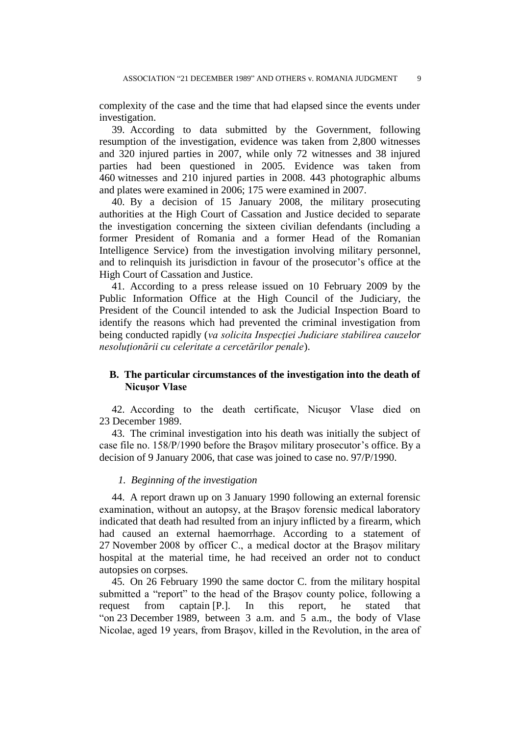complexity of the case and the time that had elapsed since the events under investigation.

39. According to data submitted by the Government, following resumption of the investigation, evidence was taken from 2,800 witnesses and 320 injured parties in 2007, while only 72 witnesses and 38 injured parties had been questioned in 2005. Evidence was taken from 460 witnesses and 210 injured parties in 2008. 443 photographic albums and plates were examined in 2006; 175 were examined in 2007.

40. By a decision of 15 January 2008, the military prosecuting authorities at the High Court of Cassation and Justice decided to separate the investigation concerning the sixteen civilian defendants (including a former President of Romania and a former Head of the Romanian Intelligence Service) from the investigation involving military personnel, and to relinquish its jurisdiction in favour of the prosecutor's office at the High Court of Cassation and Justice.

41. According to a press release issued on 10 February 2009 by the Public Information Office at the High Council of the Judiciary, the President of the Council intended to ask the Judicial Inspection Board to identify the reasons which had prevented the criminal investigation from being conducted rapidly (*va solicita Inspecţiei Judiciare stabilirea cauzelor nesoluţionării cu celeritate a cercetărilor penale*).

## B. The particular circumstances of the investigation into the death of Nicuşor Vlase

42. According to the death certificate, Nicuşor Vlase died on 23 December 1989.

43. The criminal investigation into his death was initially the subject of case file no. 158/P/1990 before the Braşov military prosecutor's office. By a decision of 9 January 2006, that case was joined to case no. 97/P/1990.

### *1. Beginning of the investigation*

44. A report drawn up on 3 January 1990 following an external forensic examination, without an autopsy, at the Braşov forensic medical laboratory indicated that death had resulted from an injury inflicted by a firearm, which had caused an external haemorrhage. According to a statement of 27 November 2008 by officer C., a medical doctor at the Braşov military hospital at the material time, he had received an order not to conduct autopsies on corpses.

45. On 26 February 1990 the same doctor C. from the military hospital submitted a "report" to the head of the Braşov county police, following a request from captain [P.]. In this report, he stated that "on 23 December 1989, between 3 a.m. and 5 a.m., the body of Vlase Nicolae, aged 19 years, from Braşov, killed in the Revolution, in the area of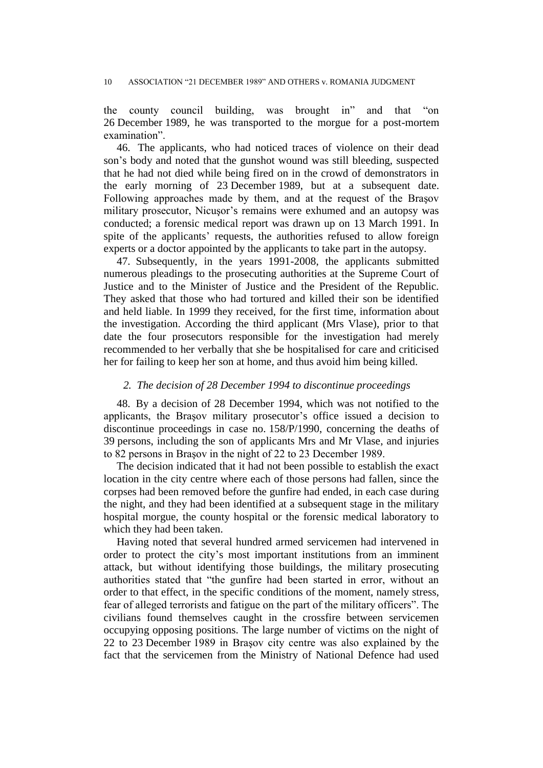the county council building, was brought in" and that "on 26 December 1989, he was transported to the morgue for a post-mortem examination".

46. The applicants, who had noticed traces of violence on their dead son's body and noted that the gunshot wound was still bleeding, suspected that he had not died while being fired on in the crowd of demonstrators in the early morning of 23 December 1989, but at a subsequent date. Following approaches made by them, and at the request of the Braşov military prosecutor, Nicuşor's remains were exhumed and an autopsy was conducted; a forensic medical report was drawn up on 13 March 1991. In spite of the applicants' requests, the authorities refused to allow foreign experts or a doctor appointed by the applicants to take part in the autopsy.

47. Subsequently, in the years 1991-2008, the applicants submitted numerous pleadings to the prosecuting authorities at the Supreme Court of Justice and to the Minister of Justice and the President of the Republic. They asked that those who had tortured and killed their son be identified and held liable. In 1999 they received, for the first time, information about the investigation. According the third applicant (Mrs Vlase), prior to that date the four prosecutors responsible for the investigation had merely recommended to her verbally that she be hospitalised for care and criticised her for failing to keep her son at home, and thus avoid him being killed.

*2. The decision of 28 December 1994 to discontinue proceedings*

48. By a decision of 28 December 1994, which was not notified to the applicants, the Braşov military prosecutor's office issued a decision to discontinue proceedings in case no. 158/P/1990, concerning the deaths of 39 persons, including the son of applicants Mrs and Mr Vlase, and injuries to 82 persons in Braşov in the night of 22 to 23 December 1989.

The decision indicated that it had not been possible to establish the exact location in the city centre where each of those persons had fallen, since the corpses had been removed before the gunfire had ended, in each case during the night, and they had been identified at a subsequent stage in the military hospital morgue, the county hospital or the forensic medical laboratory to which they had been taken.

Having noted that several hundred armed servicemen had intervened in order to protect the city's most important institutions from an imminent attack, but without identifying those buildings, the military prosecuting authorities stated that "the gunfire had been started in error, without an order to that effect, in the specific conditions of the moment, namely stress, fear of alleged terrorists and fatigue on the part of the military officers". The civilians found themselves caught in the crossfire between servicemen occupying opposing positions. The large number of victims on the night of 22 to 23 December 1989 in Braşov city centre was also explained by the fact that the servicemen from the Ministry of National Defence had used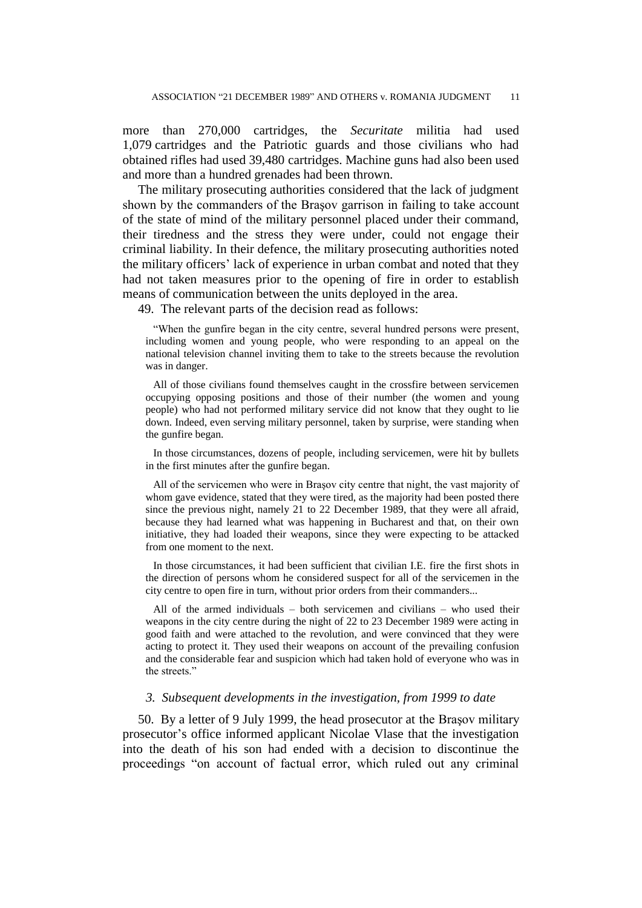more than 270,000 cartridges, the *Securitate* militia had used 1,079 cartridges and the Patriotic guards and those civilians who had obtained rifles had used 39,480 cartridges. Machine guns had also been used and more than a hundred grenades had been thrown.

The military prosecuting authorities considered that the lack of judgment shown by the commanders of the Brașov garrison in failing to take account of the state of mind of the military personnel placed under their command, their tiredness and the stress they were under, could not engage their criminal liability. In their defence, the military prosecuting authorities noted the military officers' lack of experience in urban combat and noted that they had not taken measures prior to the opening of fire in order to establish means of communication between the units deployed in the area.

49. The relevant parts of the decision read as follows:

> "When the gunfire began in the city centre, several hundred persons were present, including women and young people, who were responding to an appeal on the national television channel inviting them to take to the streets because the revolution was in danger.
>
> All of those civilians found themselves caught in the crossfire between servicemen occupying opposing positions and those of their number (the women and young people) who had not performed military service did not know that they ought to lie down. Indeed, even serving military personnel, taken by surprise, were standing when the gunfire began.
>
> In those circumstances, dozens of people, including servicemen, were hit by bullets in the first minutes after the gunfire began.
>
> All of the servicemen who were in Brașov city centre that night, the vast majority of whom gave evidence, stated that they were tired, as the majority had been posted there since the previous night, namely 21 to 22 December 1989, that they were all afraid, because they had learned what was happening in Bucharest and that, on their own initiative, they had loaded their weapons, since they were expecting to be attacked from one moment to the next.
>
> In those circumstances, it had been sufficient that civilian I.E. fire the first shots in the direction of persons whom he considered suspect for all of the servicemen in the city centre to open fire in turn, without prior orders from their commanders...
>
> All of the armed individuals – both servicemen and civilians – who used their weapons in the city centre during the night of 22 to 23 December 1989 were acting in good faith and were attached to the revolution, and were convinced that they were acting to protect it. They used their weapons on account of the prevailing confusion and the considerable fear and suspicion which had taken hold of everyone who was in the streets."

### *3. Subsequent developments in the investigation, from 1999 to date*

50. By a letter of 9 July 1999, the head prosecutor at the Brașov military prosecutor's office informed applicant Nicolae Vlase that the investigation into the death of his son had ended with a decision to discontinue the proceedings "on account of factual error, which ruled out any criminal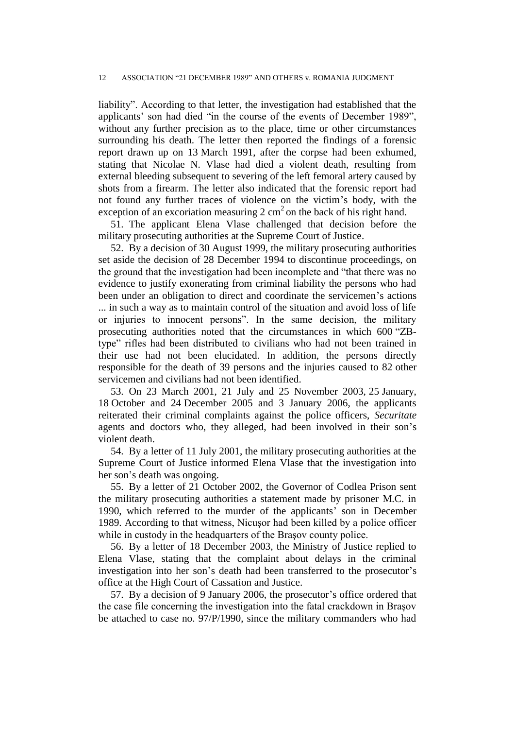liability". According to that letter, the investigation had established that the applicants' son had died "in the course of the events of December 1989", without any further precision as to the place, time or other circumstances surrounding his death. The letter then reported the findings of a forensic report drawn up on 13 March 1991, after the corpse had been exhumed, stating that Nicolae N. Vlase had died a violent death, resulting from external bleeding subsequent to severing of the left femoral artery caused by shots from a firearm. The letter also indicated that the forensic report had not found any further traces of violence on the victim's body, with the exception of an excoriation measuring 2 $cm^2$ on the back of his right hand.

51. The applicant Elena Vlase challenged that decision before the military prosecuting authorities at the Supreme Court of Justice.

52. By a decision of 30 August 1999, the military prosecuting authorities set aside the decision of 28 December 1994 to discontinue proceedings, on the ground that the investigation had been incomplete and "that there was no evidence to justify exonerating from criminal liability the persons who had been under an obligation to direct and coordinate the servicemen's actions ... in such a way as to maintain control of the situation and avoid loss of life or injuries to innocent persons". In the same decision, the military prosecuting authorities noted that the circumstances in which 600 "ZB-type" rifles had been distributed to civilians who had not been trained in their use had not been elucidated. In addition, the persons directly responsible for the death of 39 persons and the injuries caused to 82 other servicemen and civilians had not been identified.

53. On 23 March 2001, 21 July and 25 November 2003, 25 January, 18 October and 24 December 2005 and 3 January 2006, the applicants reiterated their criminal complaints against the police officers, *Securitate* agents and doctors who, they alleged, had been involved in their son's violent death.

54. By a letter of 11 July 2001, the military prosecuting authorities at the Supreme Court of Justice informed Elena Vlase that the investigation into her son's death was ongoing.

55. By a letter of 21 October 2002, the Governor of Codlea Prison sent the military prosecuting authorities a statement made by prisoner M.C. in 1990, which referred to the murder of the applicants' son in December 1989. According to that witness, Nicuşor had been killed by a police officer while in custody in the headquarters of the Braşov county police.

56. By a letter of 18 December 2003, the Ministry of Justice replied to Elena Vlase, stating that the complaint about delays in the criminal investigation into her son's death had been transferred to the prosecutor's office at the High Court of Cassation and Justice.

57. By a decision of 9 January 2006, the prosecutor's office ordered that the case file concerning the investigation into the fatal crackdown in Braşov be attached to case no. 97/P/1990, since the military commanders who had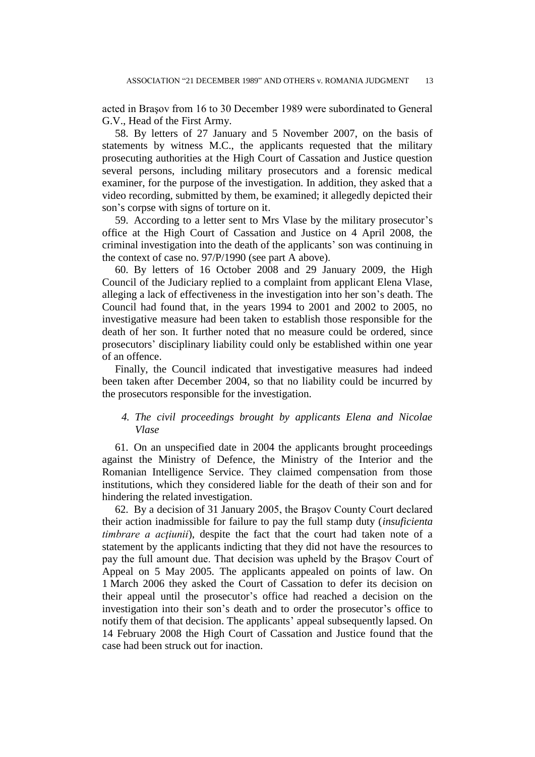acted in Braşov from 16 to 30 December 1989 were subordinated to General G.V., Head of the First Army.

58. By letters of 27 January and 5 November 2007, on the basis of statements by witness M.C., the applicants requested that the military prosecuting authorities at the High Court of Cassation and Justice question several persons, including military prosecutors and a forensic medical examiner, for the purpose of the investigation. In addition, they asked that a video recording, submitted by them, be examined; it allegedly depicted their son's corpse with signs of torture on it.

59. According to a letter sent to Mrs Vlase by the military prosecutor's office at the High Court of Cassation and Justice on 4 April 2008, the criminal investigation into the death of the applicants' son was continuing in the context of case no. 97/P/1990 (see part A above).

60. By letters of 16 October 2008 and 29 January 2009, the High Council of the Judiciary replied to a complaint from applicant Elena Vlase, alleging a lack of effectiveness in the investigation into her son's death. The Council had found that, in the years 1994 to 2001 and 2002 to 2005, no investigative measure had been taken to establish those responsible for the death of her son. It further noted that no measure could be ordered, since prosecutors' disciplinary liability could only be established within one year of an offence.

Finally, the Council indicated that investigative measures had indeed been taken after December 2004, so that no liability could be incurred by the prosecutors responsible for the investigation.

### *4. The civil proceedings brought by applicants Elena and Nicolae Vlase*

61. On an unspecified date in 2004 the applicants brought proceedings against the Ministry of Defence, the Ministry of the Interior and the Romanian Intelligence Service. They claimed compensation from those institutions, which they considered liable for the death of their son and for hindering the related investigation.

62. By a decision of 31 January 2005, the Braşov County Court declared their action inadmissible for failure to pay the full stamp duty (*insuficienta timbrare a acţiunii*), despite the fact that the court had taken note of a statement by the applicants indicting that they did not have the resources to pay the full amount due. That decision was upheld by the Braşov Court of Appeal on 5 May 2005. The applicants appealed on points of law. On 1 March 2006 they asked the Court of Cassation to defer its decision on their appeal until the prosecutor's office had reached a decision on the investigation into their son's death and to order the prosecutor's office to notify them of that decision. The applicants' appeal subsequently lapsed. On 14 February 2008 the High Court of Cassation and Justice found that the case had been struck out for inaction.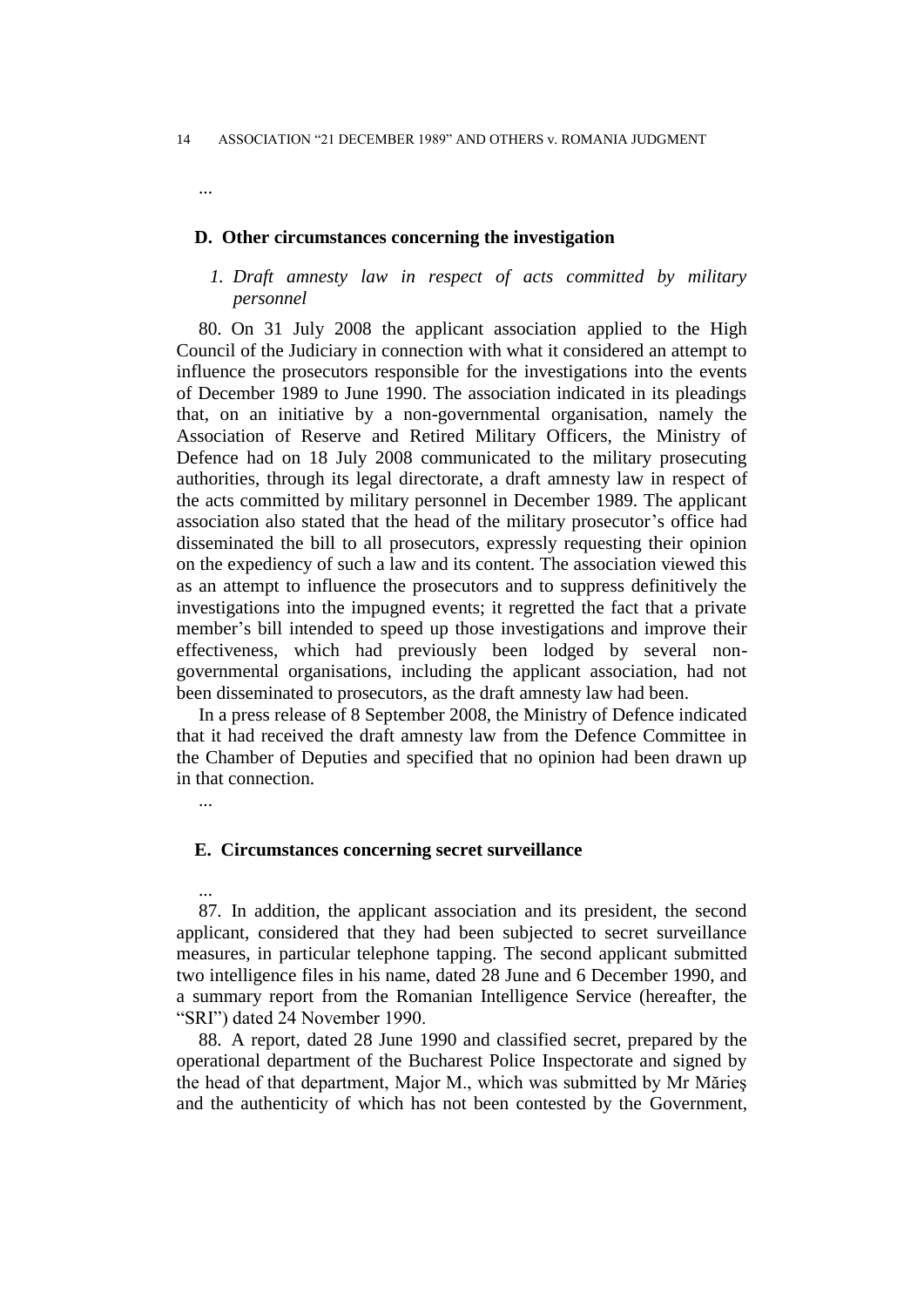...

## D. Other circumstances concerning the investigation

### *1. Draft amnesty law in respect of acts committed by military personnel*

80. On 31 July 2008 the applicant association applied to the High Council of the Judiciary in connection with what it considered an attempt to influence the prosecutors responsible for the investigations into the events of December 1989 to June 1990. The association indicated in its pleadings that, on an initiative by a non-governmental organisation, namely the Association of Reserve and Retired Military Officers, the Ministry of Defence had on 18 July 2008 communicated to the military prosecuting authorities, through its legal directorate, a draft amnesty law in respect of the acts committed by military personnel in December 1989. The applicant association also stated that the head of the military prosecutor's office had disseminated the bill to all prosecutors, expressly requesting their opinion on the expediency of such a law and its content. The association viewed this as an attempt to influence the prosecutors and to suppress definitively the investigations into the impugned events; it regretted the fact that a private member's bill intended to speed up those investigations and improve their effectiveness, which had previously been lodged by several non-governmental organisations, including the applicant association, had not been disseminated to prosecutors, as the draft amnesty law had been.

In a press release of 8 September 2008, the Ministry of Defence indicated that it had received the draft amnesty law from the Defence Committee in the Chamber of Deputies and specified that no opinion had been drawn up in that connection.

...

## E. Circumstances concerning secret surveillance

...

87. In addition, the applicant association and its president, the second applicant, considered that they had been subjected to secret surveillance measures, in particular telephone tapping. The second applicant submitted two intelligence files in his name, dated 28 June and 6 December 1990, and a summary report from the Romanian Intelligence Service (hereafter, the "SRI") dated 24 November 1990.

88. A report, dated 28 June 1990 and classified secret, prepared by the operational department of the Bucharest Police Inspectorate and signed by the head of that department, Major M., which was submitted by Mr Mărieş and the authenticity of which has not been contested by the Government,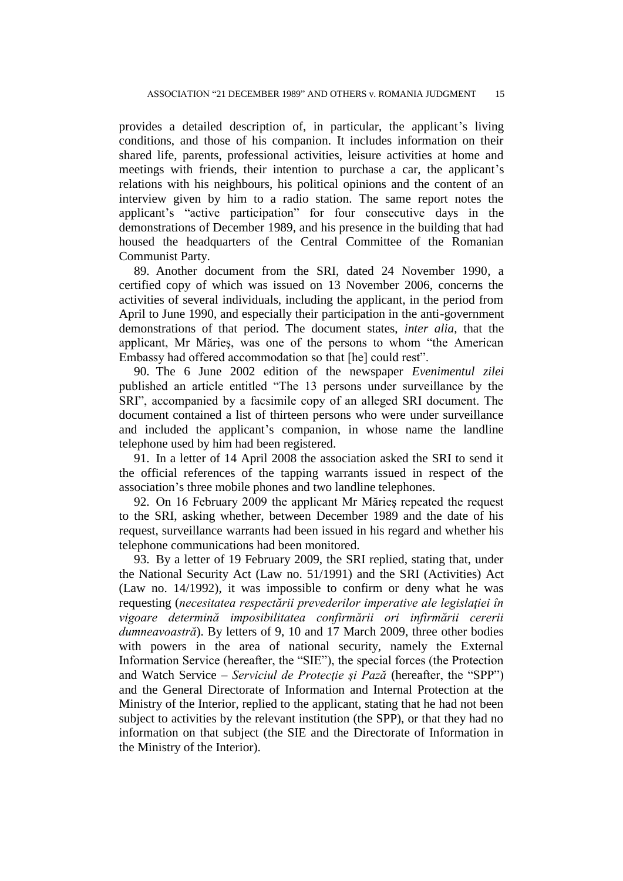provides a detailed description of, in particular, the applicant's living conditions, and those of his companion. It includes information on their shared life, parents, professional activities, leisure activities at home and meetings with friends, their intention to purchase a car, the applicant's relations with his neighbours, his political opinions and the content of an interview given by him to a radio station. The same report notes the applicant's "active participation" for four consecutive days in the demonstrations of December 1989, and his presence in the building that had housed the headquarters of the Central Committee of the Romanian Communist Party.

89. Another document from the SRI, dated 24 November 1990, a certified copy of which was issued on 13 November 2006, concerns the activities of several individuals, including the applicant, in the period from April to June 1990, and especially their participation in the anti-government demonstrations of that period. The document states, *inter alia*, that the applicant, Mr Mărieş, was one of the persons to whom "the American Embassy had offered accommodation so that [he] could rest".

90. The 6 June 2002 edition of the newspaper *Evenimentul zilei* published an article entitled "The 13 persons under surveillance by the SRI", accompanied by a facsimile copy of an alleged SRI document. The document contained a list of thirteen persons who were under surveillance and included the applicant's companion, in whose name the landline telephone used by him had been registered.

91. In a letter of 14 April 2008 the association asked the SRI to send it the official references of the tapping warrants issued in respect of the association's three mobile phones and two landline telephones.

92. On 16 February 2009 the applicant Mr Mărieş repeated the request to the SRI, asking whether, between December 1989 and the date of his request, surveillance warrants had been issued in his regard and whether his telephone communications had been monitored.

93. By a letter of 19 February 2009, the SRI replied, stating that, under the National Security Act (Law no. 51/1991) and the SRI (Activities) Act (Law no. 14/1992), it was impossible to confirm or deny what he was requesting (*necesitatea respectării prevederilor imperative ale legislaţiei în vigoare determină imposibilitatea confirmării ori infirmării cererii dumneavoastră*). By letters of 9, 10 and 17 March 2009, three other bodies with powers in the area of national security, namely the External Information Service (hereafter, the "SIE"), the special forces (the Protection and Watch Service – *Serviciul de Protecţie şi Pază* (hereafter, the "SPP") and the General Directorate of Information and Internal Protection at the Ministry of the Interior, replied to the applicant, stating that he had not been subject to activities by the relevant institution (the SPP), or that they had no information on that subject (the SIE and the Directorate of Information in the Ministry of the Interior).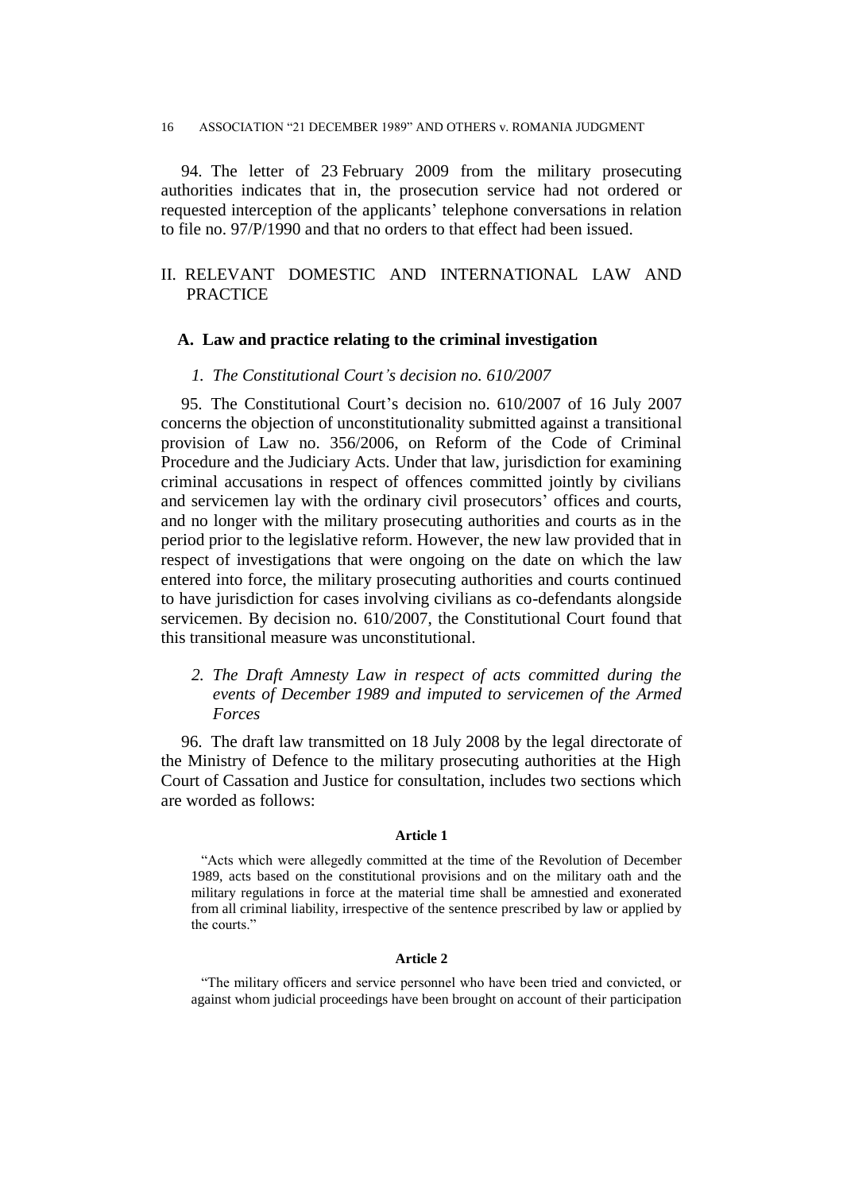94. The letter of 23 February 2009 from the military prosecuting authorities indicates that in, the prosecution service had not ordered or requested interception of the applicants' telephone conversations in relation to file no. 97/P/1990 and that no orders to that effect had been issued.

## II. RELEVANT DOMESTIC AND INTERNATIONAL LAW AND PRACTICE

### A. Law and practice relating to the criminal investigation

#### *1. The Constitutional Court's decision no. 610/2007*

95. The Constitutional Court's decision no. 610/2007 of 16 July 2007 concerns the objection of unconstitutionality submitted against a transitional provision of Law no. 356/2006, on Reform of the Code of Criminal Procedure and the Judiciary Acts. Under that law, jurisdiction for examining criminal accusations in respect of offences committed jointly by civilians and servicemen lay with the ordinary civil prosecutors' offices and courts, and no longer with the military prosecuting authorities and courts as in the period prior to the legislative reform. However, the new law provided that in respect of investigations that were ongoing on the date on which the law entered into force, the military prosecuting authorities and courts continued to have jurisdiction for cases involving civilians as co-defendants alongside servicemen. By decision no. 610/2007, the Constitutional Court found that this transitional measure was unconstitutional.

#### *2. The Draft Amnesty Law in respect of acts committed during the events of December 1989 and imputed to servicemen of the Armed Forces*

96. The draft law transmitted on 18 July 2008 by the legal directorate of the Ministry of Defence to the military prosecuting authorities at the High Court of Cassation and Justice for consultation, includes two sections which are worded as follows:

**Article 1**

"Acts which were allegedly committed at the time of the Revolution of December 1989, acts based on the constitutional provisions and on the military oath and the military regulations in force at the material time shall be amnestied and exonerated from all criminal liability, irrespective of the sentence prescribed by law or applied by the courts."

**Article 2**

"The military officers and service personnel who have been tried and convicted, or against whom judicial proceedings have been brought on account of their participation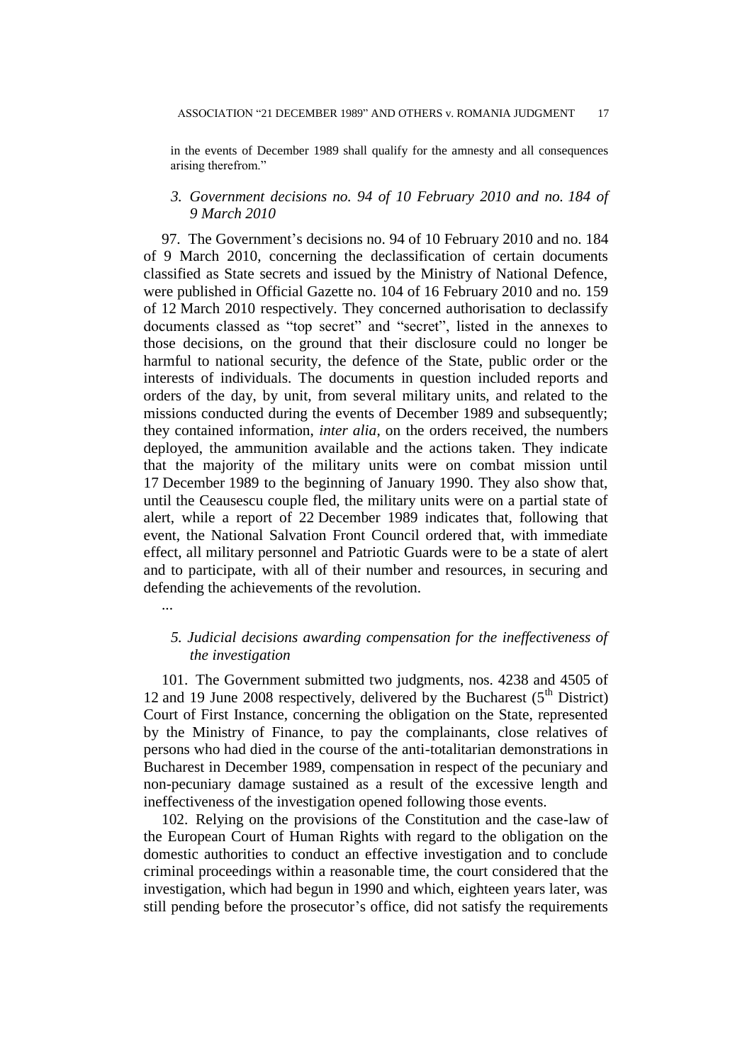in the events of December 1989 shall qualify for the amnesty and all consequences arising therefrom."

### *3. Government decisions no. 94 of 10 February 2010 and no. 184 of 9 March 2010*

97. The Government's decisions no. 94 of 10 February 2010 and no. 184 of 9 March 2010, concerning the declassification of certain documents classified as State secrets and issued by the Ministry of National Defence, were published in Official Gazette no. 104 of 16 February 2010 and no. 159 of 12 March 2010 respectively. They concerned authorisation to declassify documents classed as "top secret" and "secret", listed in the annexes to those decisions, on the ground that their disclosure could no longer be harmful to national security, the defence of the State, public order or the interests of individuals. The documents in question included reports and orders of the day, by unit, from several military units, and related to the missions conducted during the events of December 1989 and subsequently; they contained information, *inter alia*, on the orders received, the numbers deployed, the ammunition available and the actions taken. They indicate that the majority of the military units were on combat mission until 17 December 1989 to the beginning of January 1990. They also show that, until the Ceausescu couple fled, the military units were on a partial state of alert, while a report of 22 December 1989 indicates that, following that event, the National Salvation Front Council ordered that, with immediate effect, all military personnel and Patriotic Guards were to be a state of alert and to participate, with all of their number and resources, in securing and defending the achievements of the revolution.

...

### *5. Judicial decisions awarding compensation for the ineffectiveness of the investigation*

101. The Government submitted two judgments, nos. 4238 and 4505 of 12 and 19 June 2008 respectively, delivered by the Bucharest (5th District) Court of First Instance, concerning the obligation on the State, represented by the Ministry of Finance, to pay the complainants, close relatives of persons who had died in the course of the anti-totalitarian demonstrations in Bucharest in December 1989, compensation in respect of the pecuniary and non-pecuniary damage sustained as a result of the excessive length and ineffectiveness of the investigation opened following those events.

102. Relying on the provisions of the Constitution and the case-law of the European Court of Human Rights with regard to the obligation on the domestic authorities to conduct an effective investigation and to conclude criminal proceedings within a reasonable time, the court considered that the investigation, which had begun in 1990 and which, eighteen years later, was still pending before the prosecutor's office, did not satisfy the requirements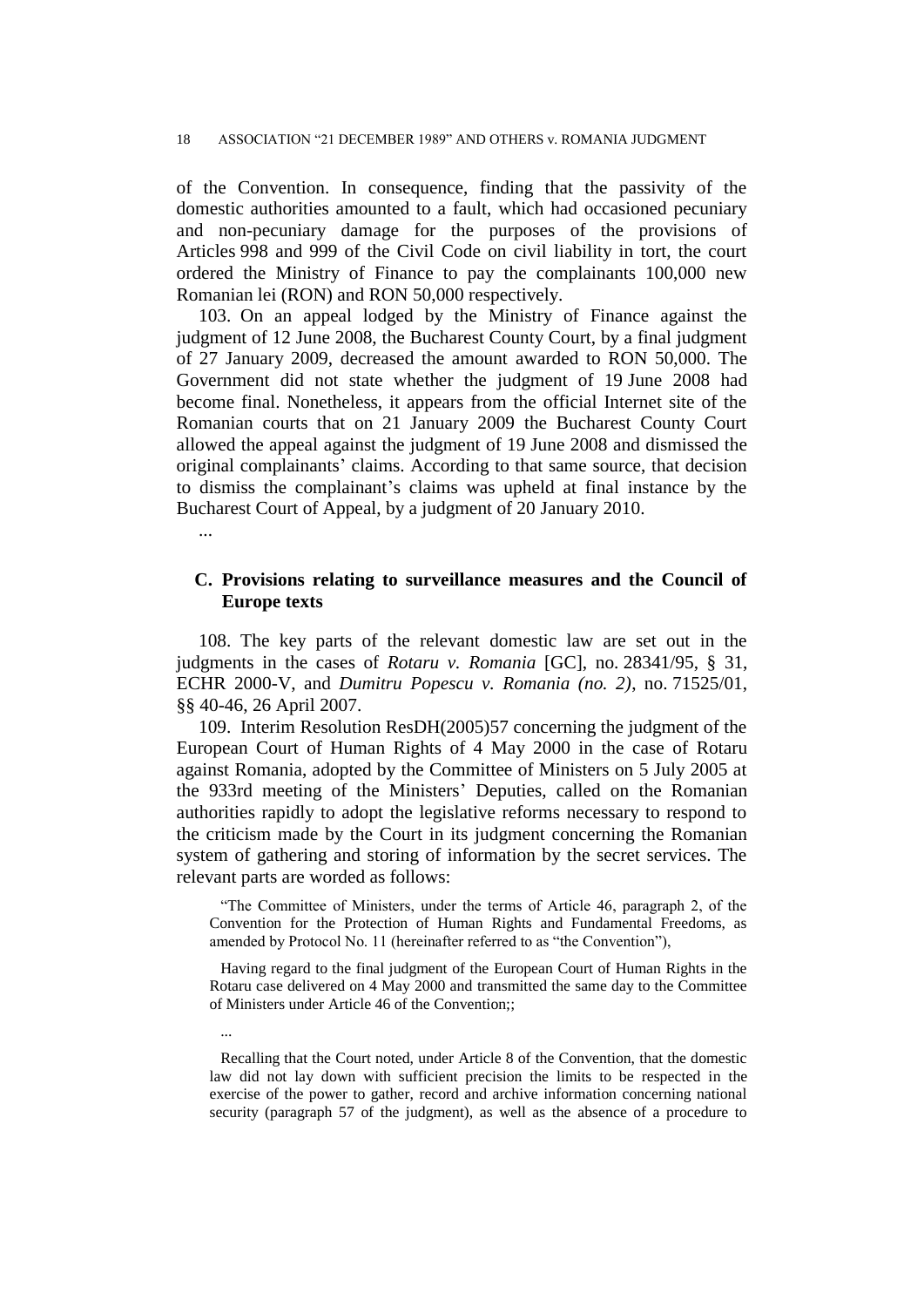of the Convention. In consequence, finding that the passivity of the domestic authorities amounted to a fault, which had occasioned pecuniary and non-pecuniary damage for the purposes of the provisions of Articles 998 and 999 of the Civil Code on civil liability in tort, the court ordered the Ministry of Finance to pay the complainants 100,000 new Romanian lei (RON) and RON 50,000 respectively.

103. On an appeal lodged by the Ministry of Finance against the judgment of 12 June 2008, the Bucharest County Court, by a final judgment of 27 January 2009, decreased the amount awarded to RON 50,000. The Government did not state whether the judgment of 19 June 2008 had become final. Nonetheless, it appears from the official Internet site of the Romanian courts that on 21 January 2009 the Bucharest County Court allowed the appeal against the judgment of 19 June 2008 and dismissed the original complainants' claims. According to that same source, that decision to dismiss the complainant's claims was upheld at final instance by the Bucharest Court of Appeal, by a judgment of 20 January 2010.

...

### C. Provisions relating to surveillance measures and the Council of Europe texts

108. The key parts of the relevant domestic law are set out in the judgments in the cases of *Rotaru v. Romania* [GC], no. 28341/95, § 31, ECHR 2000-V, and *Dumitru Popescu v. Romania (no. 2)*, no. 71525/01, §§ 40-46, 26 April 2007.

109. Interim Resolution ResDH(2005)57 concerning the judgment of the European Court of Human Rights of 4 May 2000 in the case of Rotaru against Romania, adopted by the Committee of Ministers on 5 July 2005 at the 933rd meeting of the Ministers' Deputies, called on the Romanian authorities rapidly to adopt the legislative reforms necessary to respond to the criticism made by the Court in its judgment concerning the Romanian system of gathering and storing of information by the secret services. The relevant parts are worded as follows:

> "The Committee of Ministers, under the terms of Article 46, paragraph 2, of the Convention for the Protection of Human Rights and Fundamental Freedoms, as amended by Protocol No. 11 (hereinafter referred to as "the Convention"),
>
> Having regard to the final judgment of the European Court of Human Rights in the Rotaru case delivered on 4 May 2000 and transmitted the same day to the Committee of Ministers under Article 46 of the Convention;;
>
> ...
>
> Recalling that the Court noted, under Article 8 of the Convention, that the domestic law did not lay down with sufficient precision the limits to be respected in the exercise of the power to gather, record and archive information concerning national security (paragraph 57 of the judgment), as well as the absence of a procedure to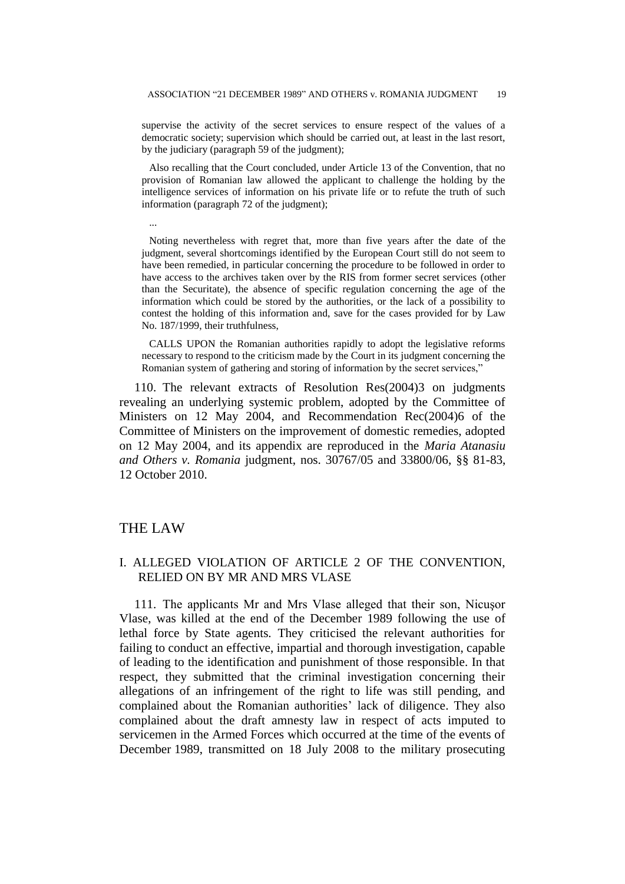supervise the activity of the secret services to ensure respect of the values of a democratic society; supervision which should be carried out, at least in the last resort, by the judiciary (paragraph 59 of the judgment);

Also recalling that the Court concluded, under Article 13 of the Convention, that no provision of Romanian law allowed the applicant to challenge the holding by the intelligence services of information on his private life or to refute the truth of such information (paragraph 72 of the judgment);

...

Noting nevertheless with regret that, more than five years after the date of the judgment, several shortcomings identified by the European Court still do not seem to have been remedied, in particular concerning the procedure to be followed in order to have access to the archives taken over by the RIS from former secret services (other than the Securitate), the absence of specific regulation concerning the age of the information which could be stored by the authorities, or the lack of a possibility to contest the holding of this information and, save for the cases provided for by Law No. 187/1999, their truthfulness,

CALLS UPON the Romanian authorities rapidly to adopt the legislative reforms necessary to respond to the criticism made by the Court in its judgment concerning the Romanian system of gathering and storing of information by the secret services,"

110. The relevant extracts of Resolution Res(2004)3 on judgments revealing an underlying systemic problem, adopted by the Committee of Ministers on 12 May 2004, and Recommendation Rec(2004)6 of the Committee of Ministers on the improvement of domestic remedies, adopted on 12 May 2004, and its appendix are reproduced in the *Maria Atanasiu and Others v. Romania* judgment, nos. 30767/05 and 33800/06, §§ 81-83, 12 October 2010.

# THE LAW

## I. ALLEGED VIOLATION OF ARTICLE 2 OF THE CONVENTION, RELIED ON BY MR AND MRS VLASE

111. The applicants Mr and Mrs Vlase alleged that their son, Nicuşor Vlase, was killed at the end of the December 1989 following the use of lethal force by State agents. They criticised the relevant authorities for failing to conduct an effective, impartial and thorough investigation, capable of leading to the identification and punishment of those responsible. In that respect, they submitted that the criminal investigation concerning their allegations of an infringement of the right to life was still pending, and complained about the Romanian authorities' lack of diligence. They also complained about the draft amnesty law in respect of acts imputed to servicemen in the Armed Forces which occurred at the time of the events of December 1989, transmitted on 18 July 2008 to the military prosecuting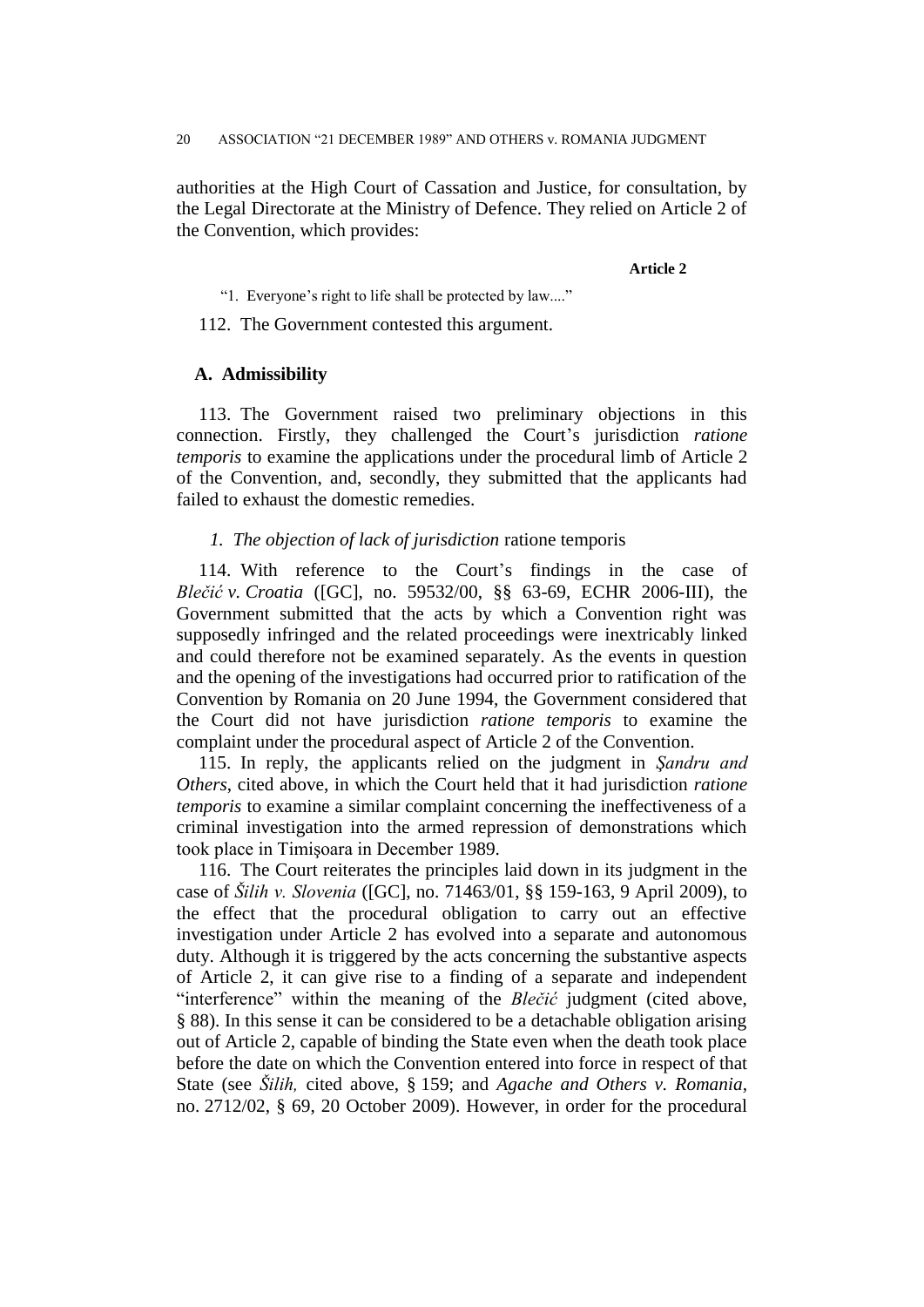authorities at the High Court of Cassation and Justice, for consultation, by the Legal Directorate at the Ministry of Defence. They relied on Article 2 of the Convention, which provides:

**Article 2**

"1. Everyone's right to life shall be protected by law...."

112. The Government contested this argument.

## A. Admissibility

113. The Government raised two preliminary objections in this connection. Firstly, they challenged the Court's jurisdiction *ratione temporis* to examine the applications under the procedural limb of Article 2 of the Convention, and, secondly, they submitted that the applicants had failed to exhaust the domestic remedies.

### *1. The objection of lack of jurisdiction* ratione temporis

114. With reference to the Court's findings in the case of *Blečić v. Croatia* ([GC], no. 59532/00, §§ 63-69, ECHR 2006-III), the Government submitted that the acts by which a Convention right was supposedly infringed and the related proceedings were inextricably linked and could therefore not be examined separately. As the events in question and the opening of the investigations had occurred prior to ratification of the Convention by Romania on 20 June 1994, the Government considered that the Court did not have jurisdiction *ratione temporis* to examine the complaint under the procedural aspect of Article 2 of the Convention.

115. In reply, the applicants relied on the judgment in *Şandru and Others*, cited above, in which the Court held that it had jurisdiction *ratione temporis* to examine a similar complaint concerning the ineffectiveness of a criminal investigation into the armed repression of demonstrations which took place in Timişoara in December 1989.

116. The Court reiterates the principles laid down in its judgment in the case of *Šilih v. Slovenia* ([GC], no. 71463/01, §§ 159-163, 9 April 2009), to the effect that the procedural obligation to carry out an effective investigation under Article 2 has evolved into a separate and autonomous duty. Although it is triggered by the acts concerning the substantive aspects of Article 2, it can give rise to a finding of a separate and independent "interference" within the meaning of the *Blečić* judgment (cited above, § 88). In this sense it can be considered to be a detachable obligation arising out of Article 2, capable of binding the State even when the death took place before the date on which the Convention entered into force in respect of that State (see *Šilih,* cited above, § 159; and *Agache and Others v. Romania*, no. 2712/02, § 69, 20 October 2009). However, in order for the procedural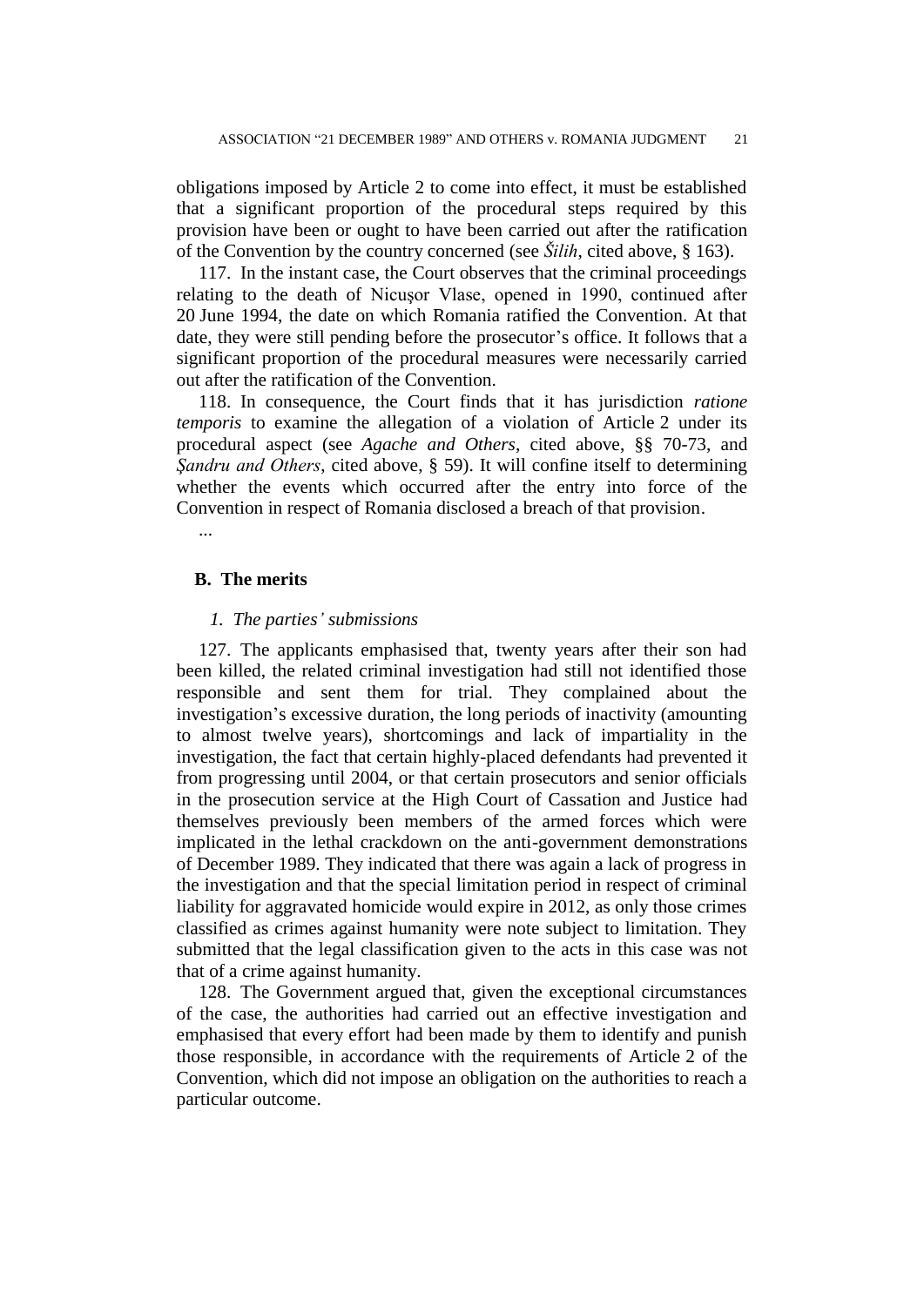obligations imposed by Article 2 to come into effect, it must be established that a significant proportion of the procedural steps required by this provision have been or ought to have been carried out after the ratification of the Convention by the country concerned (see *Šilih*, cited above, § 163).

117. In the instant case, the Court observes that the criminal proceedings relating to the death of Nicuşor Vlase, opened in 1990, continued after 20 June 1994, the date on which Romania ratified the Convention. At that date, they were still pending before the prosecutor's office. It follows that a significant proportion of the procedural measures were necessarily carried out after the ratification of the Convention.

118. In consequence, the Court finds that it has jurisdiction *ratione temporis* to examine the allegation of a violation of Article 2 under its procedural aspect (see *Agache and Others*, cited above, §§ 70-73, and *Şandru and Others*, cited above, § 59). It will confine itself to determining whether the events which occurred after the entry into force of the Convention in respect of Romania disclosed a breach of that provision.

...

## B. The merits

### *1. The parties' submissions*

127. The applicants emphasised that, twenty years after their son had been killed, the related criminal investigation had still not identified those responsible and sent them for trial. They complained about the investigation's excessive duration, the long periods of inactivity (amounting to almost twelve years), shortcomings and lack of impartiality in the investigation, the fact that certain highly-placed defendants had prevented it from progressing until 2004, or that certain prosecutors and senior officials in the prosecution service at the High Court of Cassation and Justice had themselves previously been members of the armed forces which were implicated in the lethal crackdown on the anti-government demonstrations of December 1989. They indicated that there was again a lack of progress in the investigation and that the special limitation period in respect of criminal liability for aggravated homicide would expire in 2012, as only those crimes classified as crimes against humanity were note subject to limitation. They submitted that the legal classification given to the acts in this case was not that of a crime against humanity.

128. The Government argued that, given the exceptional circumstances of the case, the authorities had carried out an effective investigation and emphasised that every effort had been made by them to identify and punish those responsible, in accordance with the requirements of Article 2 of the Convention, which did not impose an obligation on the authorities to reach a particular outcome.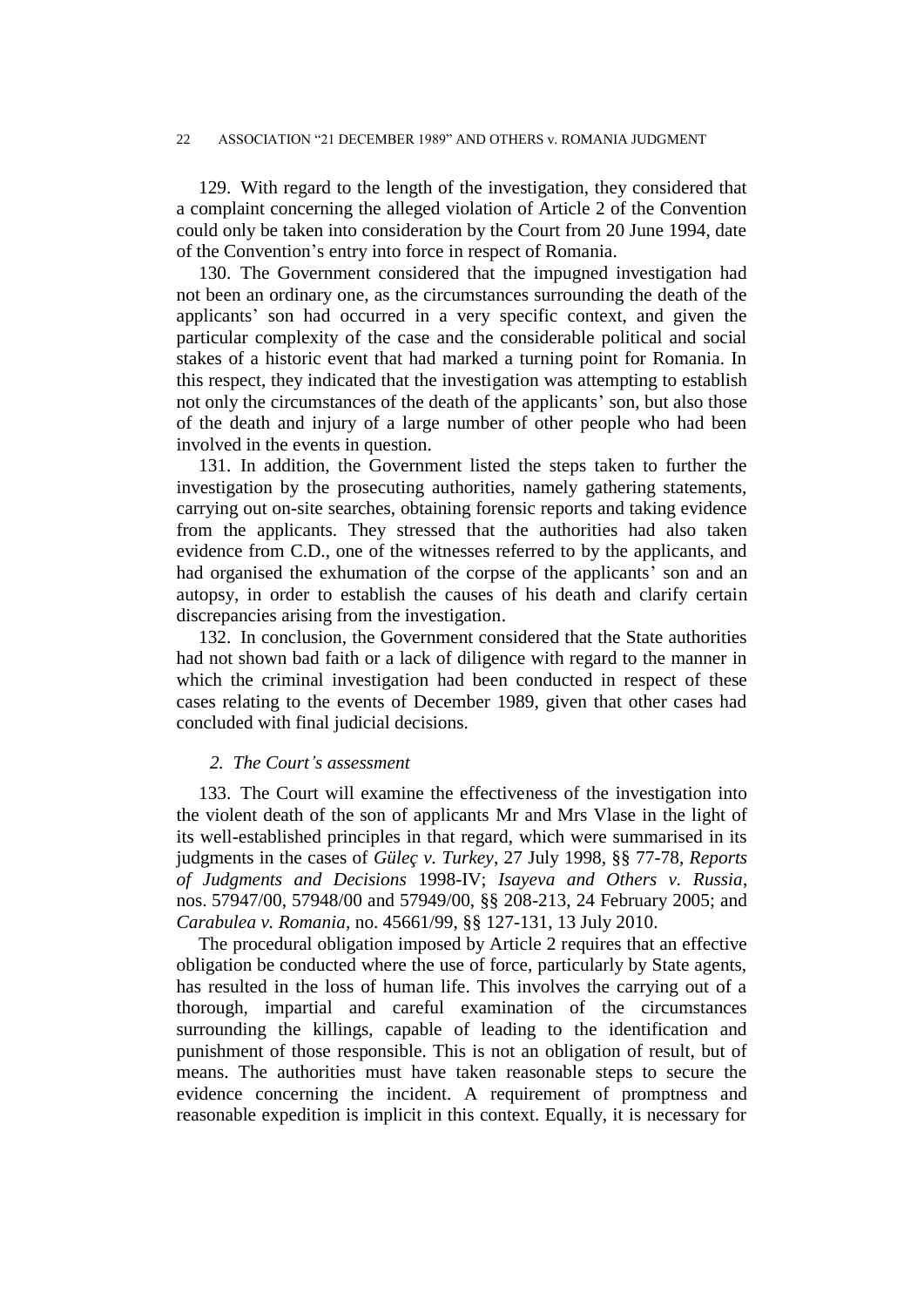129. With regard to the length of the investigation, they considered that a complaint concerning the alleged violation of Article 2 of the Convention could only be taken into consideration by the Court from 20 June 1994, date of the Convention's entry into force in respect of Romania.

130. The Government considered that the impugned investigation had not been an ordinary one, as the circumstances surrounding the death of the applicants' son had occurred in a very specific context, and given the particular complexity of the case and the considerable political and social stakes of a historic event that had marked a turning point for Romania. In this respect, they indicated that the investigation was attempting to establish not only the circumstances of the death of the applicants' son, but also those of the death and injury of a large number of other people who had been involved in the events in question.

131. In addition, the Government listed the steps taken to further the investigation by the prosecuting authorities, namely gathering statements, carrying out on-site searches, obtaining forensic reports and taking evidence from the applicants. They stressed that the authorities had also taken evidence from C.D., one of the witnesses referred to by the applicants, and had organised the exhumation of the corpse of the applicants' son and an autopsy, in order to establish the causes of his death and clarify certain discrepancies arising from the investigation.

132. In conclusion, the Government considered that the State authorities had not shown bad faith or a lack of diligence with regard to the manner in which the criminal investigation had been conducted in respect of these cases relating to the events of December 1989, given that other cases had concluded with final judicial decisions.

### *2. The Court's assessment*

133. The Court will examine the effectiveness of the investigation into the violent death of the son of applicants Mr and Mrs Vlase in the light of its well-established principles in that regard, which were summarised in its judgments in the cases of *Güleç v. Turkey*, 27 July 1998, §§ 77-78, *Reports of Judgments and Decisions* 1998-IV; *Isayeva and Others v. Russia*, nos. 57947/00, 57948/00 and 57949/00, §§ 208-213, 24 February 2005; and *Carabulea v. Romania*, no. 45661/99, §§ 127-131, 13 July 2010.

The procedural obligation imposed by Article 2 requires that an effective obligation be conducted where the use of force, particularly by State agents, has resulted in the loss of human life. This involves the carrying out of a thorough, impartial and careful examination of the circumstances surrounding the killings, capable of leading to the identification and punishment of those responsible. This is not an obligation of result, but of means. The authorities must have taken reasonable steps to secure the evidence concerning the incident. A requirement of promptness and reasonable expedition is implicit in this context. Equally, it is necessary for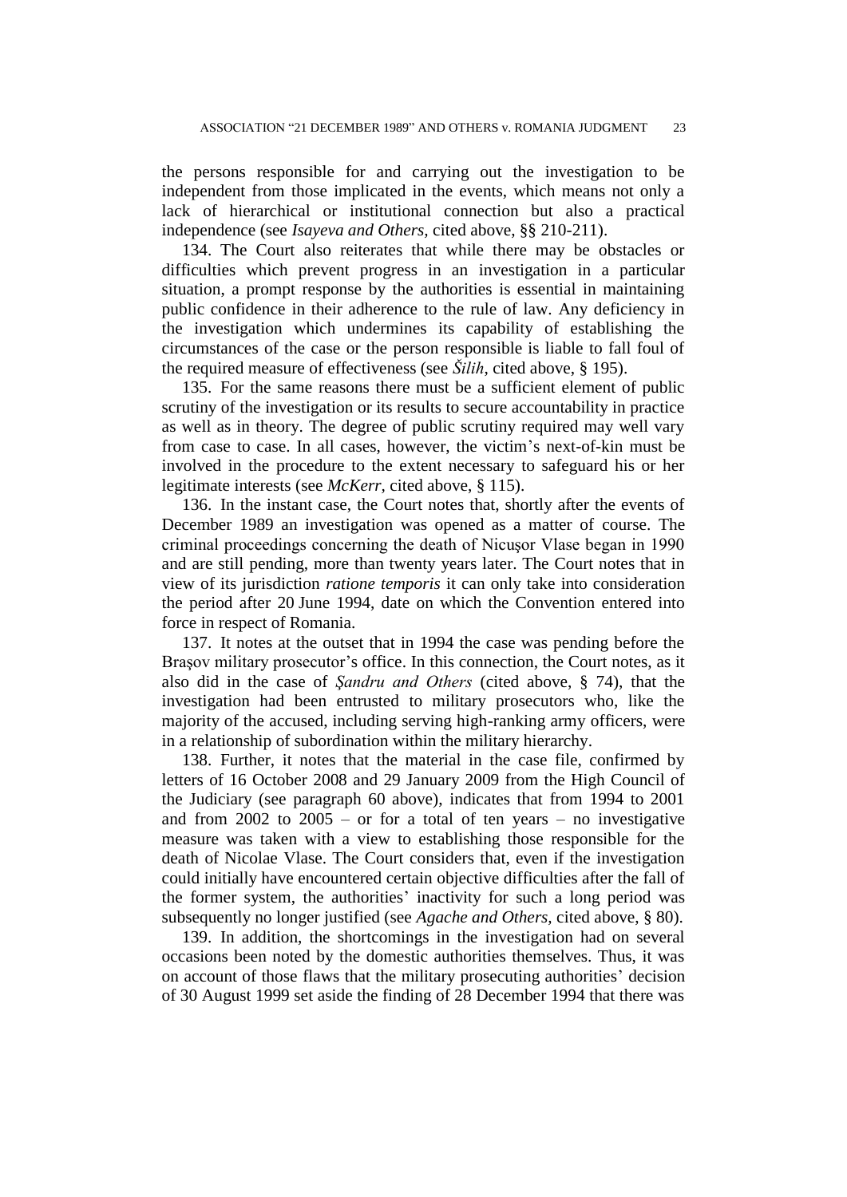the persons responsible for and carrying out the investigation to be independent from those implicated in the events, which means not only a lack of hierarchical or institutional connection but also a practical independence (see *Isayeva and Others*, cited above, §§ 210-211).

134. The Court also reiterates that while there may be obstacles or difficulties which prevent progress in an investigation in a particular situation, a prompt response by the authorities is essential in maintaining public confidence in their adherence to the rule of law. Any deficiency in the investigation which undermines its capability of establishing the circumstances of the case or the person responsible is liable to fall foul of the required measure of effectiveness (see *Šilih*, cited above, § 195).

135. For the same reasons there must be a sufficient element of public scrutiny of the investigation or its results to secure accountability in practice as well as in theory. The degree of public scrutiny required may well vary from case to case. In all cases, however, the victim's next-of-kin must be involved in the procedure to the extent necessary to safeguard his or her legitimate interests (see *McKerr*, cited above, § 115).

136. In the instant case, the Court notes that, shortly after the events of December 1989 an investigation was opened as a matter of course. The criminal proceedings concerning the death of Nicuşor Vlase began in 1990 and are still pending, more than twenty years later. The Court notes that in view of its jurisdiction *ratione temporis* it can only take into consideration the period after 20 June 1994, date on which the Convention entered into force in respect of Romania.

137. It notes at the outset that in 1994 the case was pending before the Braşov military prosecutor's office. In this connection, the Court notes, as it also did in the case of *Şandru and Others* (cited above, § 74), that the investigation had been entrusted to military prosecutors who, like the majority of the accused, including serving high-ranking army officers, were in a relationship of subordination within the military hierarchy.

138. Further, it notes that the material in the case file, confirmed by letters of 16 October 2008 and 29 January 2009 from the High Council of the Judiciary (see paragraph 60 above), indicates that from 1994 to 2001 and from 2002 to 2005 – or for a total of ten years – no investigative measure was taken with a view to establishing those responsible for the death of Nicolae Vlase. The Court considers that, even if the investigation could initially have encountered certain objective difficulties after the fall of the former system, the authorities' inactivity for such a long period was subsequently no longer justified (see *Agache and Others*, cited above, § 80).

139. In addition, the shortcomings in the investigation had on several occasions been noted by the domestic authorities themselves. Thus, it was on account of those flaws that the military prosecuting authorities' decision of 30 August 1999 set aside the finding of 28 December 1994 that there was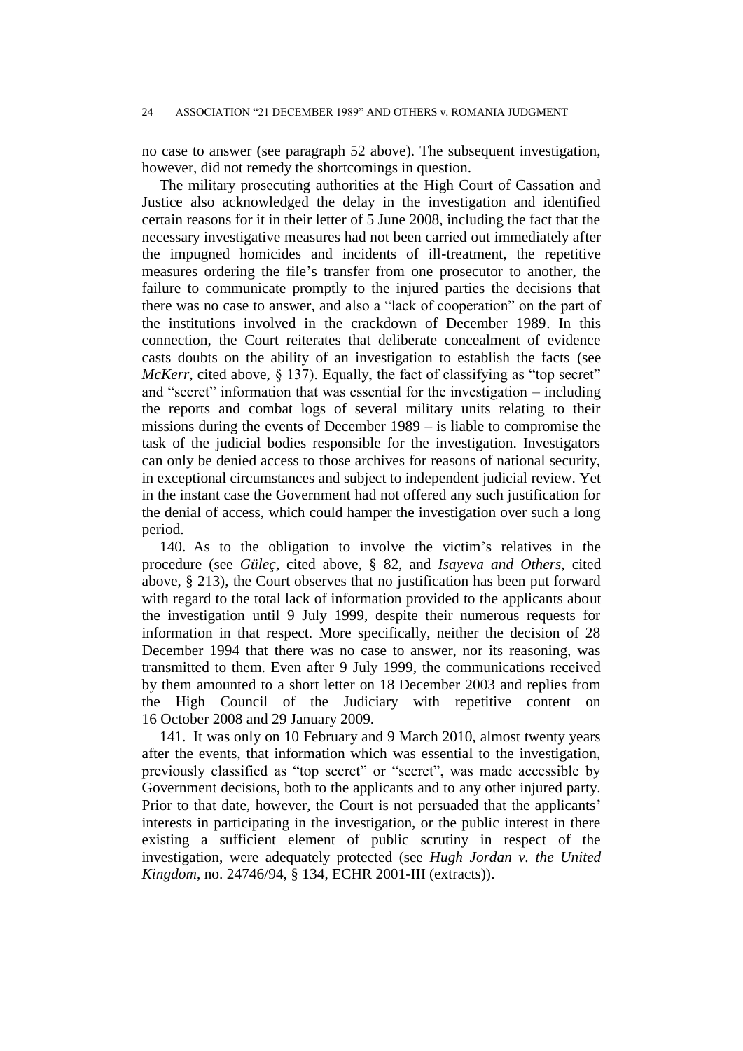no case to answer (see paragraph 52 above). The subsequent investigation, however, did not remedy the shortcomings in question.

The military prosecuting authorities at the High Court of Cassation and Justice also acknowledged the delay in the investigation and identified certain reasons for it in their letter of 5 June 2008, including the fact that the necessary investigative measures had not been carried out immediately after the impugned homicides and incidents of ill-treatment, the repetitive measures ordering the file's transfer from one prosecutor to another, the failure to communicate promptly to the injured parties the decisions that there was no case to answer, and also a "lack of cooperation" on the part of the institutions involved in the crackdown of December 1989. In this connection, the Court reiterates that deliberate concealment of evidence casts doubts on the ability of an investigation to establish the facts (see *McKerr,* cited above, § 137). Equally, the fact of classifying as "top secret" and "secret" information that was essential for the investigation – including the reports and combat logs of several military units relating to their missions during the events of December 1989 – is liable to compromise the task of the judicial bodies responsible for the investigation. Investigators can only be denied access to those archives for reasons of national security, in exceptional circumstances and subject to independent judicial review. Yet in the instant case the Government had not offered any such justification for the denial of access, which could hamper the investigation over such a long period.

140. As to the obligation to involve the victim's relatives in the procedure (see *Güleç,* cited above, § 82, and *Isayeva and Others,* cited above, § 213), the Court observes that no justification has been put forward with regard to the total lack of information provided to the applicants about the investigation until 9 July 1999, despite their numerous requests for information in that respect. More specifically, neither the decision of 28 December 1994 that there was no case to answer, nor its reasoning, was transmitted to them. Even after 9 July 1999, the communications received by them amounted to a short letter on 18 December 2003 and replies from the High Council of the Judiciary with repetitive content on 16 October 2008 and 29 January 2009.

141. It was only on 10 February and 9 March 2010, almost twenty years after the events, that information which was essential to the investigation, previously classified as "top secret" or "secret", was made accessible by Government decisions, both to the applicants and to any other injured party. Prior to that date, however, the Court is not persuaded that the applicants' interests in participating in the investigation, or the public interest in there existing a sufficient element of public scrutiny in respect of the investigation, were adequately protected (see *Hugh Jordan v. the United Kingdom*, no. 24746/94, § 134, ECHR 2001-III (extracts)).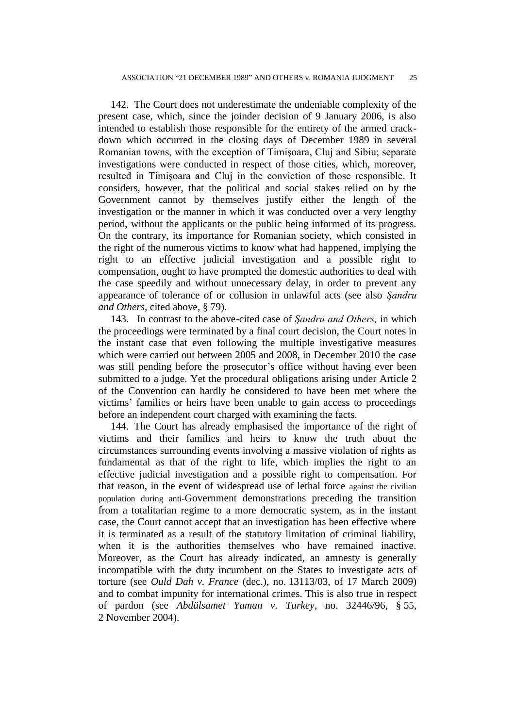142. The Court does not underestimate the undeniable complexity of the present case, which, since the joinder decision of 9 January 2006, is also intended to establish those responsible for the entirety of the armed crack-down which occurred in the closing days of December 1989 in several Romanian towns, with the exception of Timişoara, Cluj and Sibiu; separate investigations were conducted in respect of those cities, which, moreover, resulted in Timişoara and Cluj in the conviction of those responsible. It considers, however, that the political and social stakes relied on by the Government cannot by themselves justify either the length of the investigation or the manner in which it was conducted over a very lengthy period, without the applicants or the public being informed of its progress. On the contrary, its importance for Romanian society, which consisted in the right of the numerous victims to know what had happened, implying the right to an effective judicial investigation and a possible right to compensation, ought to have prompted the domestic authorities to deal with the case speedily and without unnecessary delay, in order to prevent any appearance of tolerance of or collusion in unlawful acts (see also *Şandru and Others*, cited above, § 79).

143. In contrast to the above-cited case of *Şandru and Others,* in which the proceedings were terminated by a final court decision, the Court notes in the instant case that even following the multiple investigative measures which were carried out between 2005 and 2008, in December 2010 the case was still pending before the prosecutor's office without having ever been submitted to a judge. Yet the procedural obligations arising under Article 2 of the Convention can hardly be considered to have been met where the victims' families or heirs have been unable to gain access to proceedings before an independent court charged with examining the facts.

144. The Court has already emphasised the importance of the right of victims and their families and heirs to know the truth about the circumstances surrounding events involving a massive violation of rights as fundamental as that of the right to life, which implies the right to an effective judicial investigation and a possible right to compensation. For that reason, in the event of widespread use of lethal force against the civilian population during anti-Government demonstrations preceding the transition from a totalitarian regime to a more democratic system, as in the instant case, the Court cannot accept that an investigation has been effective where it is terminated as a result of the statutory limitation of criminal liability, when it is the authorities themselves who have remained inactive. Moreover, as the Court has already indicated, an amnesty is generally incompatible with the duty incumbent on the States to investigate acts of torture (see *Ould Dah v. France* (dec.), no. 13113/03, of 17 March 2009) and to combat impunity for international crimes. This is also true in respect of pardon (see *Abdülsamet Yaman v. Turkey*, no. 32446/96, § 55, 2 November 2004).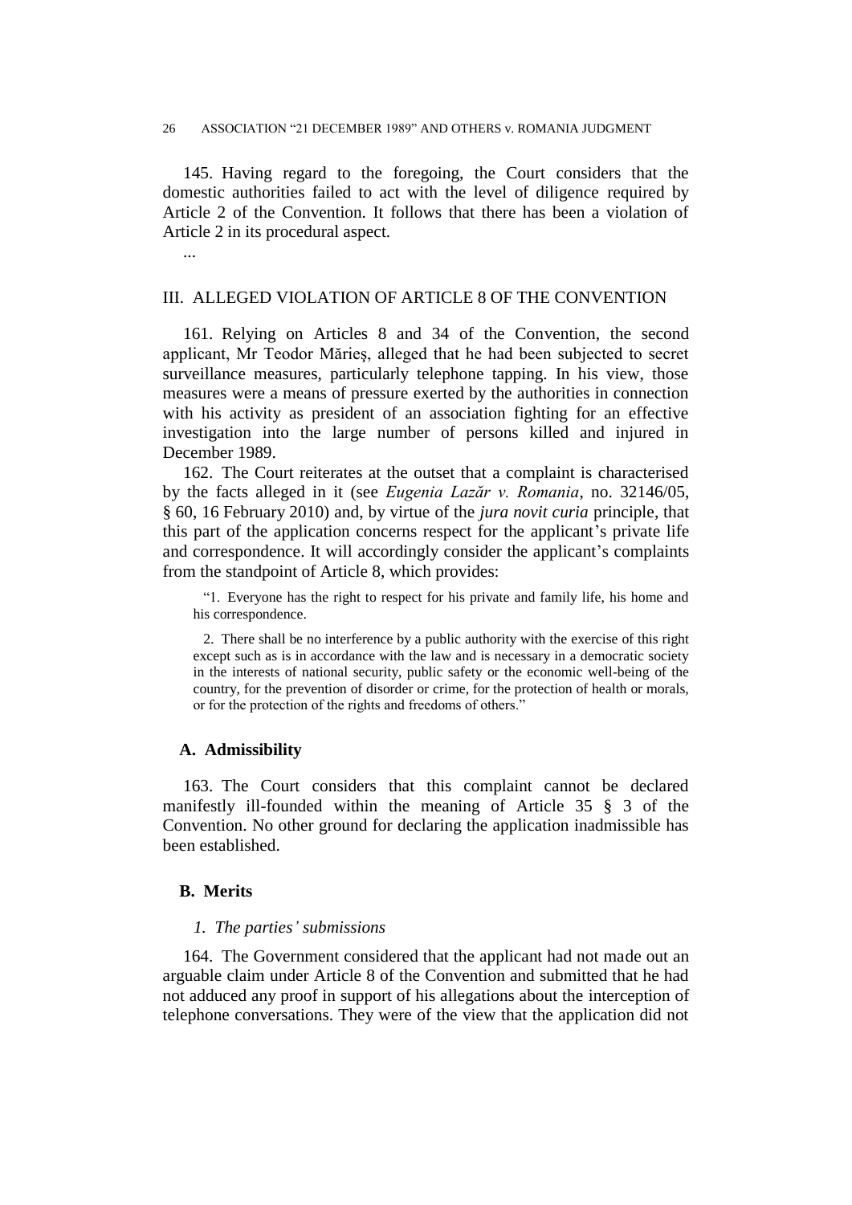145. Having regard to the foregoing, the Court considers that the domestic authorities failed to act with the level of diligence required by Article 2 of the Convention. It follows that there has been a violation of Article 2 in its procedural aspect.

...

## III. ALLEGED VIOLATION OF ARTICLE 8 OF THE CONVENTION

161. Relying on Articles 8 and 34 of the Convention, the second applicant, Mr Teodor Mărieş, alleged that he had been subjected to secret surveillance measures, particularly telephone tapping. In his view, those measures were a means of pressure exerted by the authorities in connection with his activity as president of an association fighting for an effective investigation into the large number of persons killed and injured in December 1989.

162. The Court reiterates at the outset that a complaint is characterised by the facts alleged in it (see *Eugenia Lazăr v. Romania*, no. 32146/05, § 60, 16 February 2010) and, by virtue of the *jura novit curia* principle, that this part of the application concerns respect for the applicant's private life and correspondence. It will accordingly consider the applicant's complaints from the standpoint of Article 8, which provides:

> "1. Everyone has the right to respect for his private and family life, his home and his correspondence.
>
> 2. There shall be no interference by a public authority with the exercise of this right except such as is in accordance with the law and is necessary in a democratic society in the interests of national security, public safety or the economic well-being of the country, for the prevention of disorder or crime, for the protection of health or morals, or for the protection of the rights and freedoms of others."

### A. Admissibility

163. The Court considers that this complaint cannot be declared manifestly ill-founded within the meaning of Article 35 § 3 of the Convention. No other ground for declaring the application inadmissible has been established.

### B. Merits

#### *1. The parties' submissions*

164. The Government considered that the applicant had not made out an arguable claim under Article 8 of the Convention and submitted that he had not adduced any proof in support of his allegations about the interception of telephone conversations. They were of the view that the application did not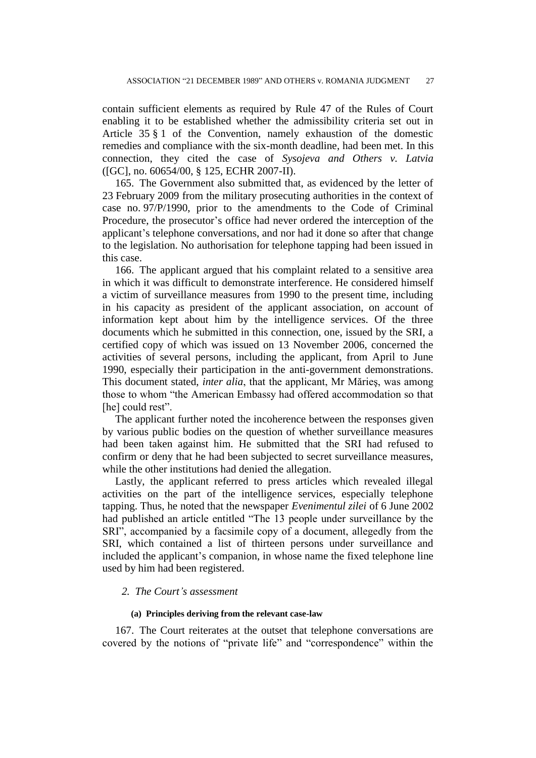contain sufficient elements as required by Rule 47 of the Rules of Court enabling it to be established whether the admissibility criteria set out in Article 35 § 1 of the Convention, namely exhaustion of the domestic remedies and compliance with the six-month deadline, had been met. In this connection, they cited the case of *Sysojeva and Others v. Latvia* ([GC], no. 60654/00, § 125, ECHR 2007-II).

165. The Government also submitted that, as evidenced by the letter of 23 February 2009 from the military prosecuting authorities in the context of case no. 97/P/1990, prior to the amendments to the Code of Criminal Procedure, the prosecutor's office had never ordered the interception of the applicant's telephone conversations, and nor had it done so after that change to the legislation. No authorisation for telephone tapping had been issued in this case.

166. The applicant argued that his complaint related to a sensitive area in which it was difficult to demonstrate interference. He considered himself a victim of surveillance measures from 1990 to the present time, including in his capacity as president of the applicant association, on account of information kept about him by the intelligence services. Of the three documents which he submitted in this connection, one, issued by the SRI, a certified copy of which was issued on 13 November 2006, concerned the activities of several persons, including the applicant, from April to June 1990, especially their participation in the anti-government demonstrations. This document stated, *inter alia*, that the applicant, Mr Mărieș, was among those to whom "the American Embassy had offered accommodation so that [he] could rest".

The applicant further noted the incoherence between the responses given by various public bodies on the question of whether surveillance measures had been taken against him. He submitted that the SRI had refused to confirm or deny that he had been subjected to secret surveillance measures, while the other institutions had denied the allegation.

Lastly, the applicant referred to press articles which revealed illegal activities on the part of the intelligence services, especially telephone tapping. Thus, he noted that the newspaper *Evenimentul zilei* of 6 June 2002 had published an article entitled "The 13 people under surveillance by the SRI", accompanied by a facsimile copy of a document, allegedly from the SRI, which contained a list of thirteen persons under surveillance and included the applicant's companion, in whose name the fixed telephone line used by him had been registered.

### 2. *The Court's assessment*

#### (a) Principles deriving from the relevant case-law

167. The Court reiterates at the outset that telephone conversations are covered by the notions of "private life" and "correspondence" within the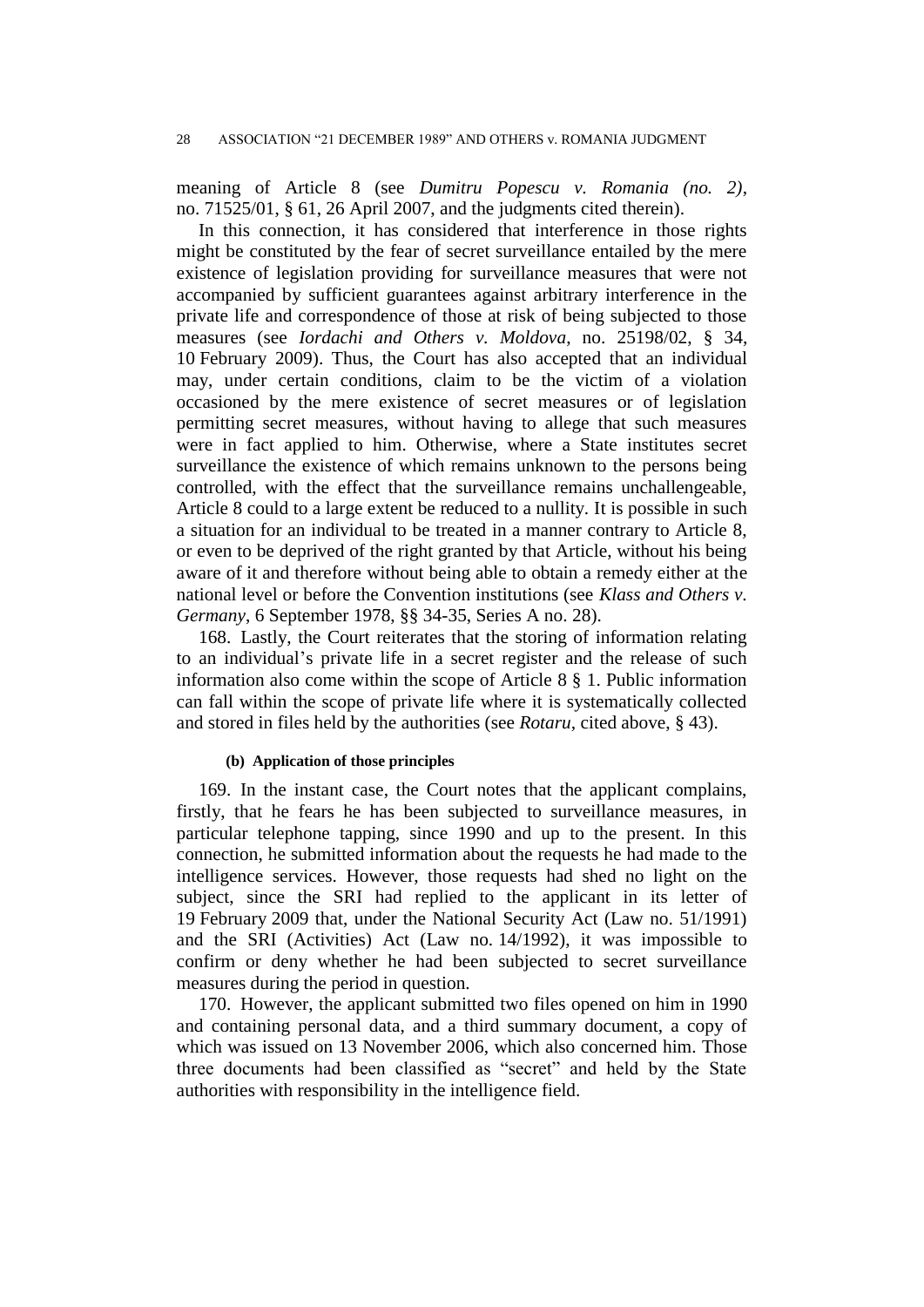meaning of Article 8 (see *Dumitru Popescu v. Romania (no. 2)*, no. 71525/01, § 61, 26 April 2007, and the judgments cited therein).

In this connection, it has considered that interference in those rights might be constituted by the fear of secret surveillance entailed by the mere existence of legislation providing for surveillance measures that were not accompanied by sufficient guarantees against arbitrary interference in the private life and correspondence of those at risk of being subjected to those measures (see *Iordachi and Others v. Moldova*, no. 25198/02, § 34, 10 February 2009). Thus, the Court has also accepted that an individual may, under certain conditions, claim to be the victim of a violation occasioned by the mere existence of secret measures or of legislation permitting secret measures, without having to allege that such measures were in fact applied to him. Otherwise, where a State institutes secret surveillance the existence of which remains unknown to the persons being controlled, with the effect that the surveillance remains unchallengeable, Article 8 could to a large extent be reduced to a nullity. It is possible in such a situation for an individual to be treated in a manner contrary to Article 8, or even to be deprived of the right granted by that Article, without his being aware of it and therefore without being able to obtain a remedy either at the national level or before the Convention institutions (see *Klass and Others v. Germany*, 6 September 1978, §§ 34-35, Series A no. 28).

168. Lastly, the Court reiterates that the storing of information relating to an individual's private life in a secret register and the release of such information also come within the scope of Article 8 § 1. Public information can fall within the scope of private life where it is systematically collected and stored in files held by the authorities (see *Rotaru*, cited above, § 43).

#### (b) Application of those principles

169. In the instant case, the Court notes that the applicant complains, firstly, that he fears he has been subjected to surveillance measures, in particular telephone tapping, since 1990 and up to the present. In this connection, he submitted information about the requests he had made to the intelligence services. However, those requests had shed no light on the subject, since the SRI had replied to the applicant in its letter of 19 February 2009 that, under the National Security Act (Law no. 51/1991) and the SRI (Activities) Act (Law no. 14/1992), it was impossible to confirm or deny whether he had been subjected to secret surveillance measures during the period in question.

170. However, the applicant submitted two files opened on him in 1990 and containing personal data, and a third summary document, a copy of which was issued on 13 November 2006, which also concerned him. Those three documents had been classified as "secret" and held by the State authorities with responsibility in the intelligence field.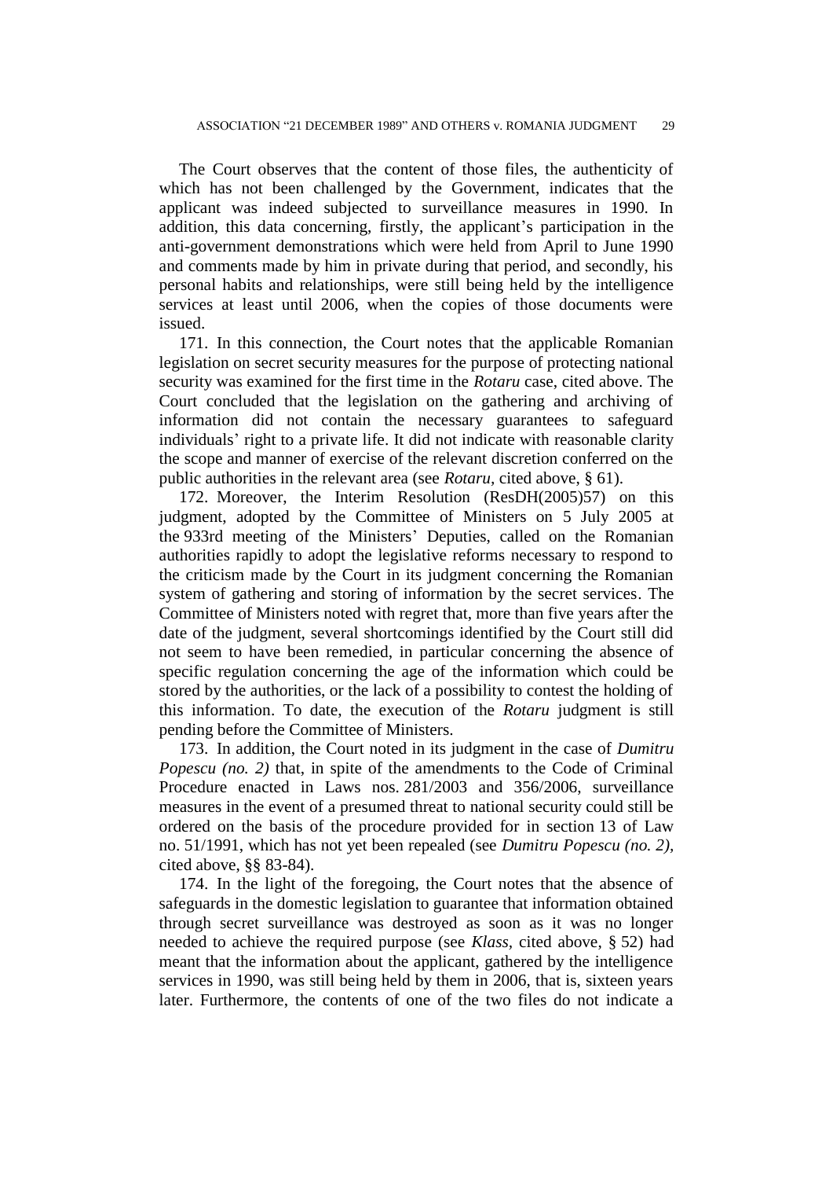The Court observes that the content of those files, the authenticity of which has not been challenged by the Government, indicates that the applicant was indeed subjected to surveillance measures in 1990. In addition, this data concerning, firstly, the applicant's participation in the anti-government demonstrations which were held from April to June 1990 and comments made by him in private during that period, and secondly, his personal habits and relationships, were still being held by the intelligence services at least until 2006, when the copies of those documents were issued.

171. In this connection, the Court notes that the applicable Romanian legislation on secret security measures for the purpose of protecting national security was examined for the first time in the *Rotaru* case, cited above. The Court concluded that the legislation on the gathering and archiving of information did not contain the necessary guarantees to safeguard individuals' right to a private life. It did not indicate with reasonable clarity the scope and manner of exercise of the relevant discretion conferred on the public authorities in the relevant area (see *Rotaru*, cited above, § 61).

172. Moreover, the Interim Resolution (ResDH(2005)57) on this judgment, adopted by the Committee of Ministers on 5 July 2005 at the 933rd meeting of the Ministers' Deputies, called on the Romanian authorities rapidly to adopt the legislative reforms necessary to respond to the criticism made by the Court in its judgment concerning the Romanian system of gathering and storing of information by the secret services. The Committee of Ministers noted with regret that, more than five years after the date of the judgment, several shortcomings identified by the Court still did not seem to have been remedied, in particular concerning the absence of specific regulation concerning the age of the information which could be stored by the authorities, or the lack of a possibility to contest the holding of this information. To date, the execution of the *Rotaru* judgment is still pending before the Committee of Ministers.

173. In addition, the Court noted in its judgment in the case of *Dumitru Popescu (no. 2)* that, in spite of the amendments to the Code of Criminal Procedure enacted in Laws nos. 281/2003 and 356/2006, surveillance measures in the event of a presumed threat to national security could still be ordered on the basis of the procedure provided for in section 13 of Law no. 51/1991, which has not yet been repealed (see *Dumitru Popescu (no. 2)*, cited above, §§ 83-84).

174. In the light of the foregoing, the Court notes that the absence of safeguards in the domestic legislation to guarantee that information obtained through secret surveillance was destroyed as soon as it was no longer needed to achieve the required purpose (see *Klass*, cited above, § 52) had meant that the information about the applicant, gathered by the intelligence services in 1990, was still being held by them in 2006, that is, sixteen years later. Furthermore, the contents of one of the two files do not indicate a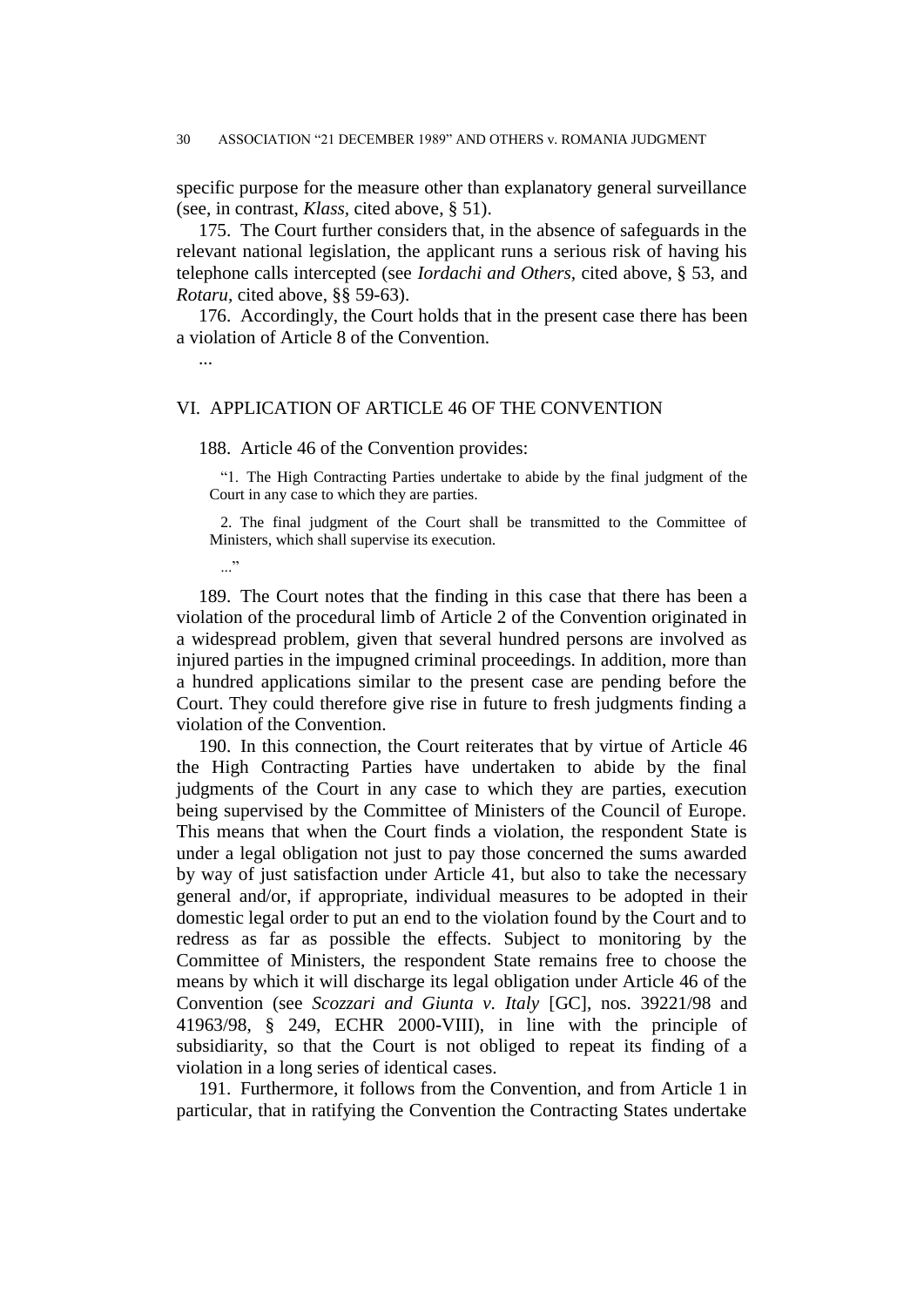specific purpose for the measure other than explanatory general surveillance (see, in contrast, *Klass*, cited above, § 51).

175. The Court further considers that, in the absence of safeguards in the relevant national legislation, the applicant runs a serious risk of having his telephone calls intercepted (see *Iordachi and Others*, cited above, § 53, and *Rotaru*, cited above, §§ 59-63).

176. Accordingly, the Court holds that in the present case there has been a violation of Article 8 of the Convention.

...

## VI. APPLICATION OF ARTICLE 46 OF THE CONVENTION

188. Article 46 of the Convention provides:

> "1. The High Contracting Parties undertake to abide by the final judgment of the Court in any case to which they are parties.
>
> 2. The final judgment of the Court shall be transmitted to the Committee of Ministers, which shall supervise its execution.
>
> ..."

189. The Court notes that the finding in this case that there has been a violation of the procedural limb of Article 2 of the Convention originated in a widespread problem, given that several hundred persons are involved as injured parties in the impugned criminal proceedings. In addition, more than a hundred applications similar to the present case are pending before the Court. They could therefore give rise in future to fresh judgments finding a violation of the Convention.

190. In this connection, the Court reiterates that by virtue of Article 46 the High Contracting Parties have undertaken to abide by the final judgments of the Court in any case to which they are parties, execution being supervised by the Committee of Ministers of the Council of Europe. This means that when the Court finds a violation, the respondent State is under a legal obligation not just to pay those concerned the sums awarded by way of just satisfaction under Article 41, but also to take the necessary general and/or, if appropriate, individual measures to be adopted in their domestic legal order to put an end to the violation found by the Court and to redress as far as possible the effects. Subject to monitoring by the Committee of Ministers, the respondent State remains free to choose the means by which it will discharge its legal obligation under Article 46 of the Convention (see *Scozzari and Giunta v. Italy* [GC], nos. 39221/98 and 41963/98, § 249, ECHR 2000-VIII), in line with the principle of subsidiarity, so that the Court is not obliged to repeat its finding of a violation in a long series of identical cases.

191. Furthermore, it follows from the Convention, and from Article 1 in particular, that in ratifying the Convention the Contracting States undertake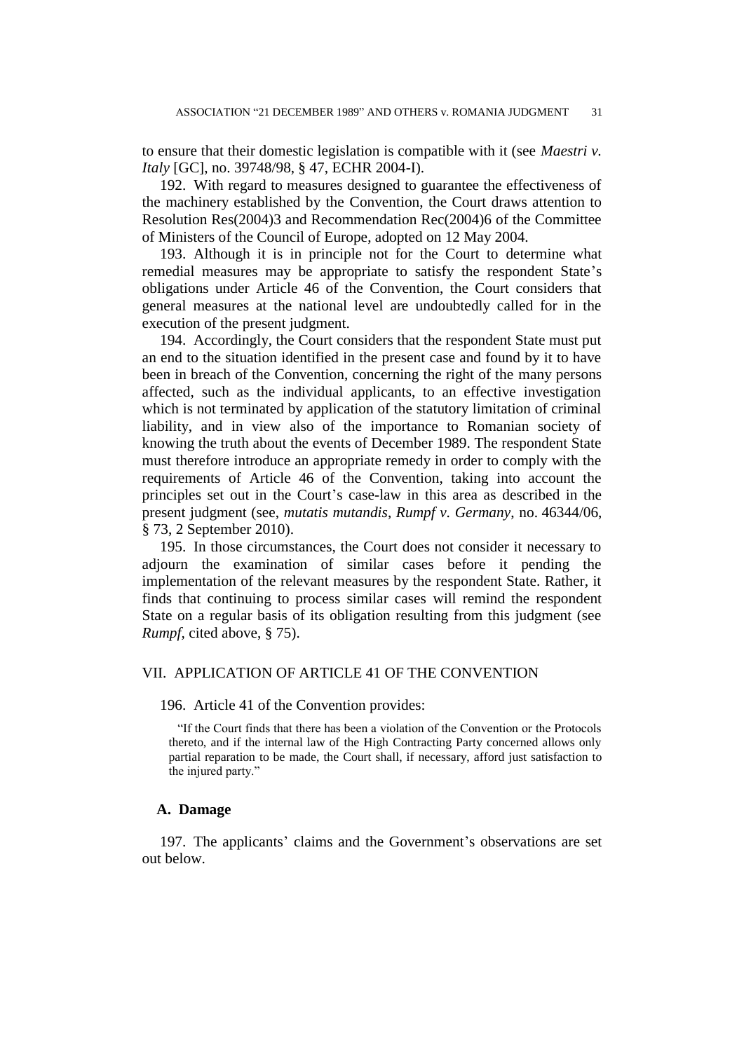to ensure that their domestic legislation is compatible with it (see *Maestri v. Italy* [GC], no. 39748/98, § 47, ECHR 2004-I).

192. With regard to measures designed to guarantee the effectiveness of the machinery established by the Convention, the Court draws attention to Resolution Res(2004)3 and Recommendation Rec(2004)6 of the Committee of Ministers of the Council of Europe, adopted on 12 May 2004.

193. Although it is in principle not for the Court to determine what remedial measures may be appropriate to satisfy the respondent State's obligations under Article 46 of the Convention, the Court considers that general measures at the national level are undoubtedly called for in the execution of the present judgment.

194. Accordingly, the Court considers that the respondent State must put an end to the situation identified in the present case and found by it to have been in breach of the Convention, concerning the right of the many persons affected, such as the individual applicants, to an effective investigation which is not terminated by application of the statutory limitation of criminal liability, and in view also of the importance to Romanian society of knowing the truth about the events of December 1989. The respondent State must therefore introduce an appropriate remedy in order to comply with the requirements of Article 46 of the Convention, taking into account the principles set out in the Court's case-law in this area as described in the present judgment (see, *mutatis mutandis*, *Rumpf v. Germany*, no. 46344/06, § 73, 2 September 2010).

195. In those circumstances, the Court does not consider it necessary to adjourn the examination of similar cases before it pending the implementation of the relevant measures by the respondent State. Rather, it finds that continuing to process similar cases will remind the respondent State on a regular basis of its obligation resulting from this judgment (see *Rumpf*, cited above, § 75).

## VII. APPLICATION OF ARTICLE 41 OF THE CONVENTION

196. Article 41 of the Convention provides:

> "If the Court finds that there has been a violation of the Convention or the Protocols thereto, and if the internal law of the High Contracting Party concerned allows only partial reparation to be made, the Court shall, if necessary, afford just satisfaction to the injured party."

### A. Damage

197. The applicants' claims and the Government's observations are set out below.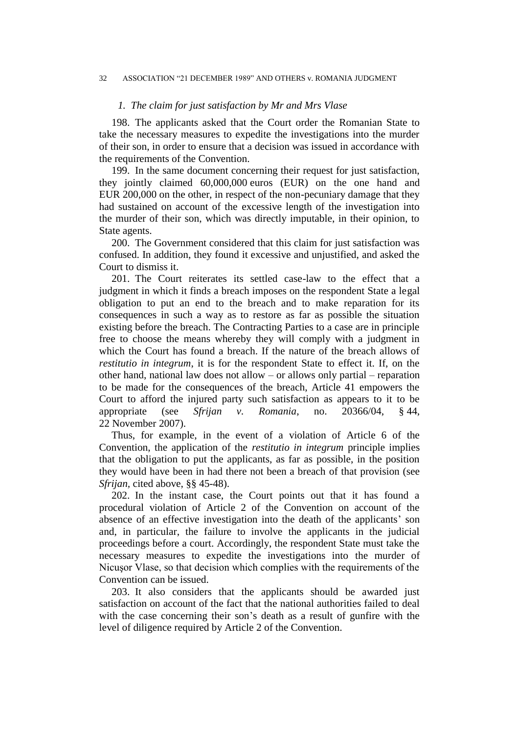### *1. The claim for just satisfaction by Mr and Mrs Vlase*

198. The applicants asked that the Court order the Romanian State to take the necessary measures to expedite the investigations into the murder of their son, in order to ensure that a decision was issued in accordance with the requirements of the Convention.

199. In the same document concerning their request for just satisfaction, they jointly claimed 60,000,000 euros (EUR) on the one hand and EUR 200,000 on the other, in respect of the non-pecuniary damage that they had sustained on account of the excessive length of the investigation into the murder of their son, which was directly imputable, in their opinion, to State agents.

200. The Government considered that this claim for just satisfaction was confused. In addition, they found it excessive and unjustified, and asked the Court to dismiss it.

201. The Court reiterates its settled case-law to the effect that a judgment in which it finds a breach imposes on the respondent State a legal obligation to put an end to the breach and to make reparation for its consequences in such a way as to restore as far as possible the situation existing before the breach. The Contracting Parties to a case are in principle free to choose the means whereby they will comply with a judgment in which the Court has found a breach. If the nature of the breach allows of *restitutio in integrum*, it is for the respondent State to effect it. If, on the other hand, national law does not allow – or allows only partial – reparation to be made for the consequences of the breach, Article 41 empowers the Court to afford the injured party such satisfaction as appears to it to be appropriate (see *Sfrijan v. Romania*, no. 20366/04, § 44, 22 November 2007).

Thus, for example, in the event of a violation of Article 6 of the Convention, the application of the *restitutio in integrum* principle implies that the obligation to put the applicants, as far as possible, in the position they would have been in had there not been a breach of that provision (see *Sfrijan*, cited above, §§ 45-48).

202. In the instant case, the Court points out that it has found a procedural violation of Article 2 of the Convention on account of the absence of an effective investigation into the death of the applicants' son and, in particular, the failure to involve the applicants in the judicial proceedings before a court. Accordingly, the respondent State must take the necessary measures to expedite the investigations into the murder of Nicuşor Vlase, so that decision which complies with the requirements of the Convention can be issued.

203. It also considers that the applicants should be awarded just satisfaction on account of the fact that the national authorities failed to deal with the case concerning their son's death as a result of gunfire with the level of diligence required by Article 2 of the Convention.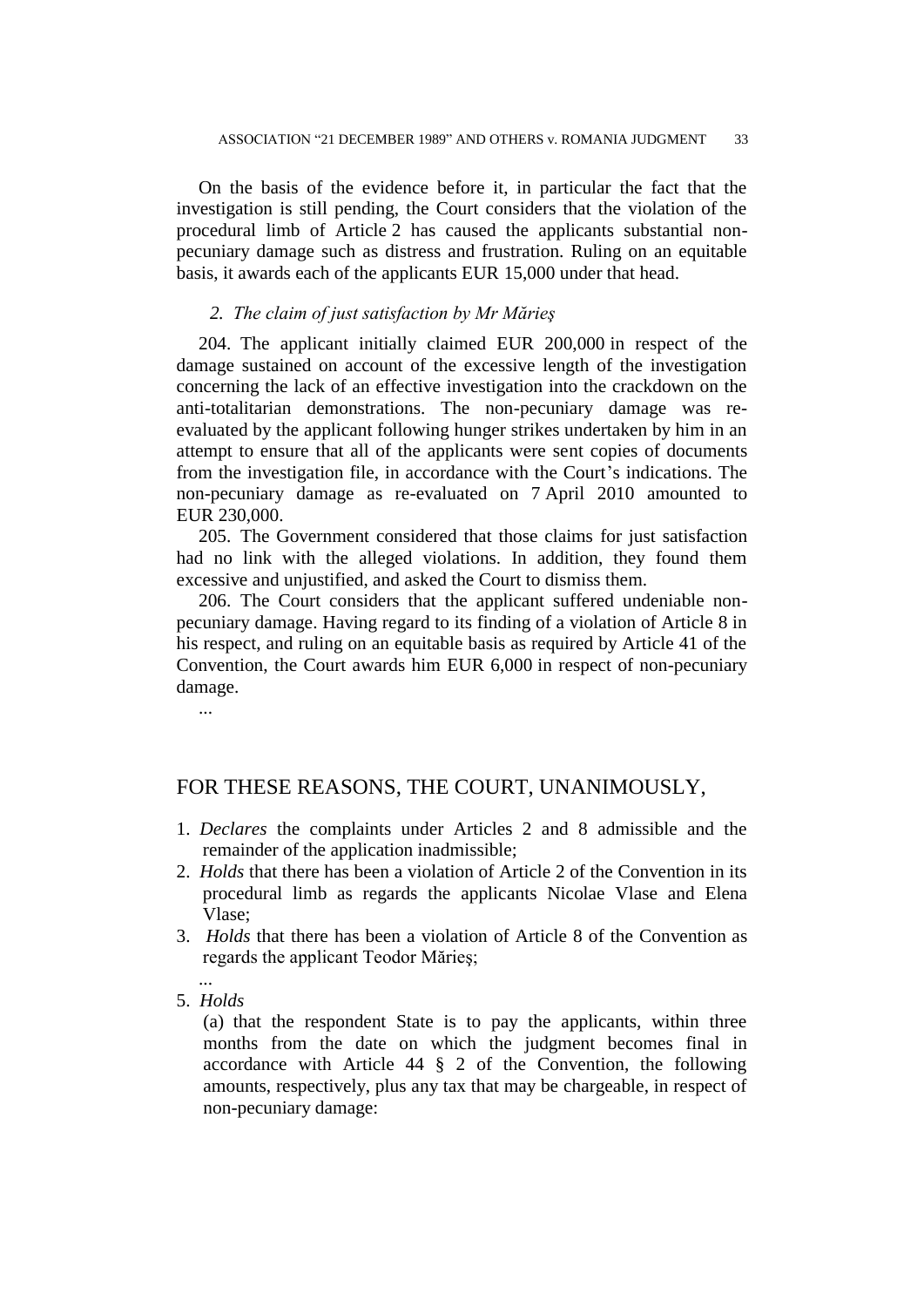On the basis of the evidence before it, in particular the fact that the investigation is still pending, the Court considers that the violation of the procedural limb of Article 2 has caused the applicants substantial non-pecuniary damage such as distress and frustration. Ruling on an equitable basis, it awards each of the applicants EUR 15,000 under that head.

### *2. The claim of just satisfaction by Mr Mărieş*

204. The applicant initially claimed EUR 200,000 in respect of the damage sustained on account of the excessive length of the investigation concerning the lack of an effective investigation into the crackdown on the anti-totalitarian demonstrations. The non-pecuniary damage was re-evaluated by the applicant following hunger strikes undertaken by him in an attempt to ensure that all of the applicants were sent copies of documents from the investigation file, in accordance with the Court's indications. The non-pecuniary damage as re-evaluated on 7 April 2010 amounted to EUR 230,000.

205. The Government considered that those claims for just satisfaction had no link with the alleged violations. In addition, they found them excessive and unjustified, and asked the Court to dismiss them.

206. The Court considers that the applicant suffered undeniable non-pecuniary damage. Having regard to its finding of a violation of Article 8 in his respect, and ruling on an equitable basis as required by Article 41 of the Convention, the Court awards him EUR 6,000 in respect of non-pecuniary damage.

...

## FOR THESE REASONS, THE COURT, UNANIMOUSLY,

1. *Declares* the complaints under Articles 2 and 8 admissible and the remainder of the application inadmissible;
2. *Holds* that there has been a violation of Article 2 of the Convention in its procedural limb as regards the applicants Nicolae Vlase and Elena Vlase;
3. *Holds* that there has been a violation of Article 8 of the Convention as regards the applicant Teodor Mărieş;

...

5. *Holds*

   (a) that the respondent State is to pay the applicants, within three months from the date on which the judgment becomes final in accordance with Article 44 § 2 of the Convention, the following amounts, respectively, plus any tax that may be chargeable, in respect of non-pecuniary damage: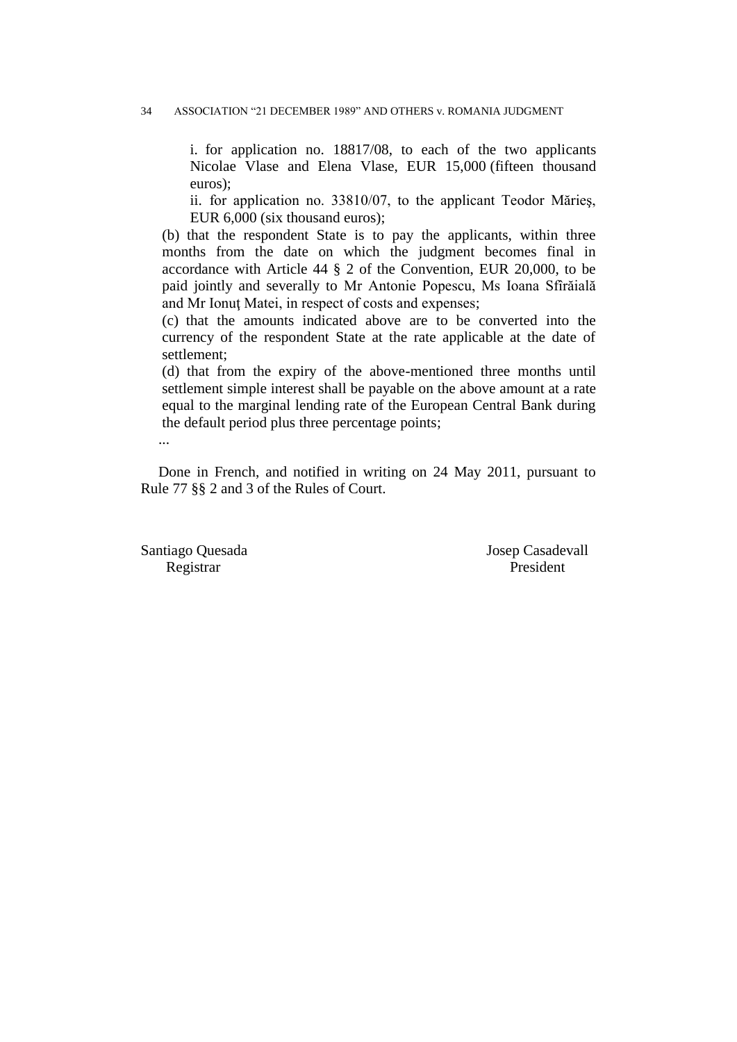i. for application no. 18817/08, to each of the two applicants Nicolae Vlase and Elena Vlase, EUR 15,000 (fifteen thousand euros);

ii. for application no. 33810/07, to the applicant Teodor Mărieş, EUR 6,000 (six thousand euros);

(b) that the respondent State is to pay the applicants, within three months from the date on which the judgment becomes final in accordance with Article 44 § 2 of the Convention, EUR 20,000, to be paid jointly and severally to Mr Antonie Popescu, Ms Ioana Sfîrăială and Mr Ionuţ Matei, in respect of costs and expenses;

(c) that the amounts indicated above are to be converted into the currency of the respondent State at the rate applicable at the date of settlement;

(d) that from the expiry of the above-mentioned three months until settlement simple interest shall be payable on the above amount at a rate equal to the marginal lending rate of the European Central Bank during the default period plus three percentage points;

...

Done in French, and notified in writing on 24 May 2011, pursuant to Rule 77 §§ 2 and 3 of the Rules of Court.

Santiago Quesada
Registrar

Josep Casadevall
President